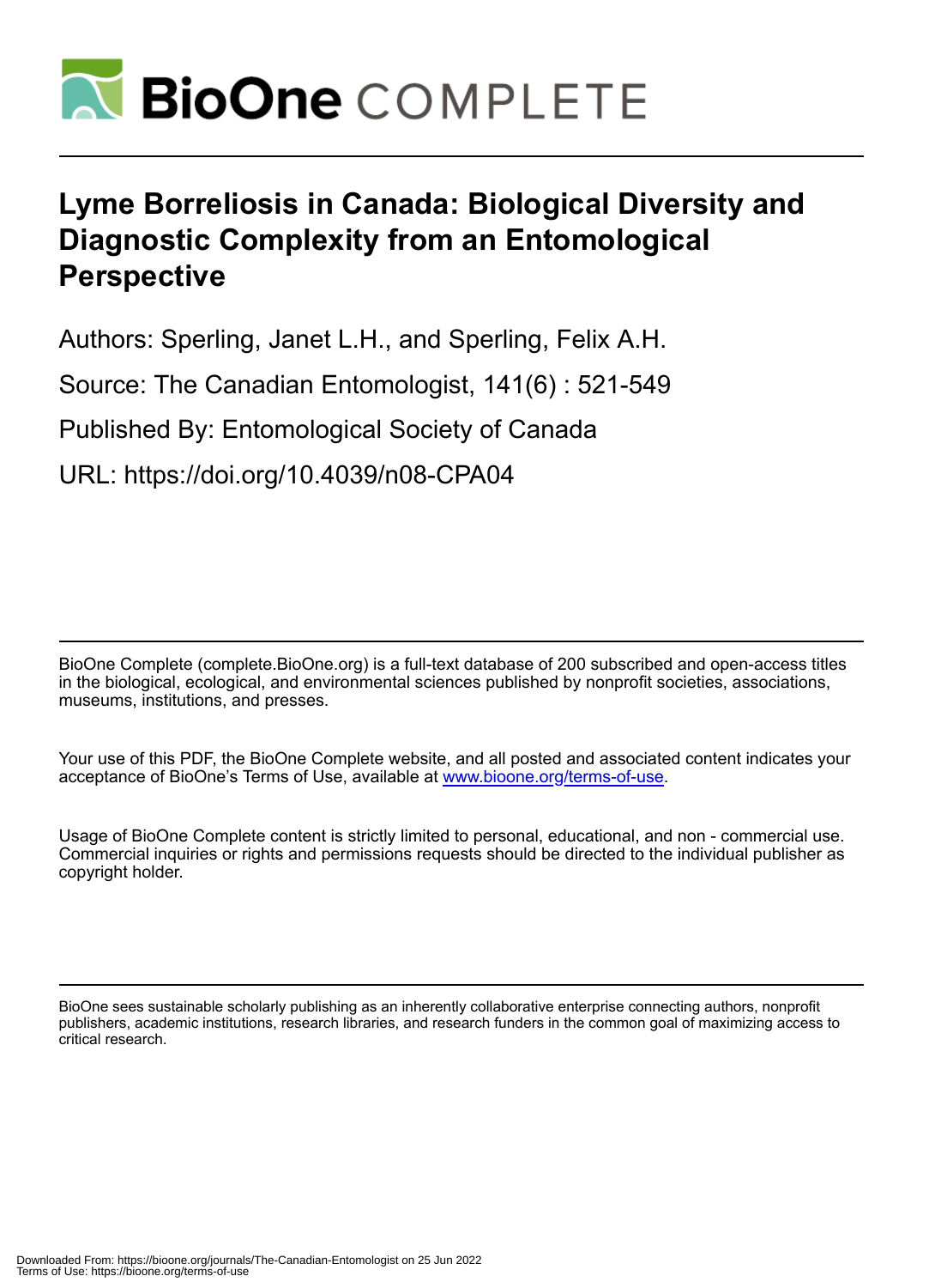# Lyme Borreliosis in Canada: Biological Diversity and Diagnostic Complexity from an Entomological Perspective

Authors: Sperling, Janet L.H., and Sperling, Felix A.H.

Source: The Canadian Entomologist, 141(6) : 521-549

Published By: Entomological Society of Canada

URL: https://doi.org/10.4039/n08-CPA04

BioOne Complete (complete.BioOne.org) is a full-text database of 200 subscribed and open-access titles in the biological, ecological, and environmental sciences published by nonprofit societies, associations, museums, institutions, and presses.

Your use of this PDF, the BioOne Complete website, and all posted and associated content indicates your acceptance of BioOne's Terms of Use, available at www.bioone.org/terms-of-use.

Usage of BioOne Complete content is strictly limited to personal, educational, and non - commercial use. Commercial inquiries or rights and permissions requests should be directed to the individual publisher as copyright holder.

BioOne sees sustainable scholarly publishing as an inherently collaborative enterprise connecting authors, nonprofit publishers, academic institutions, research libraries, and research funders in the common goal of maximizing access to critical research.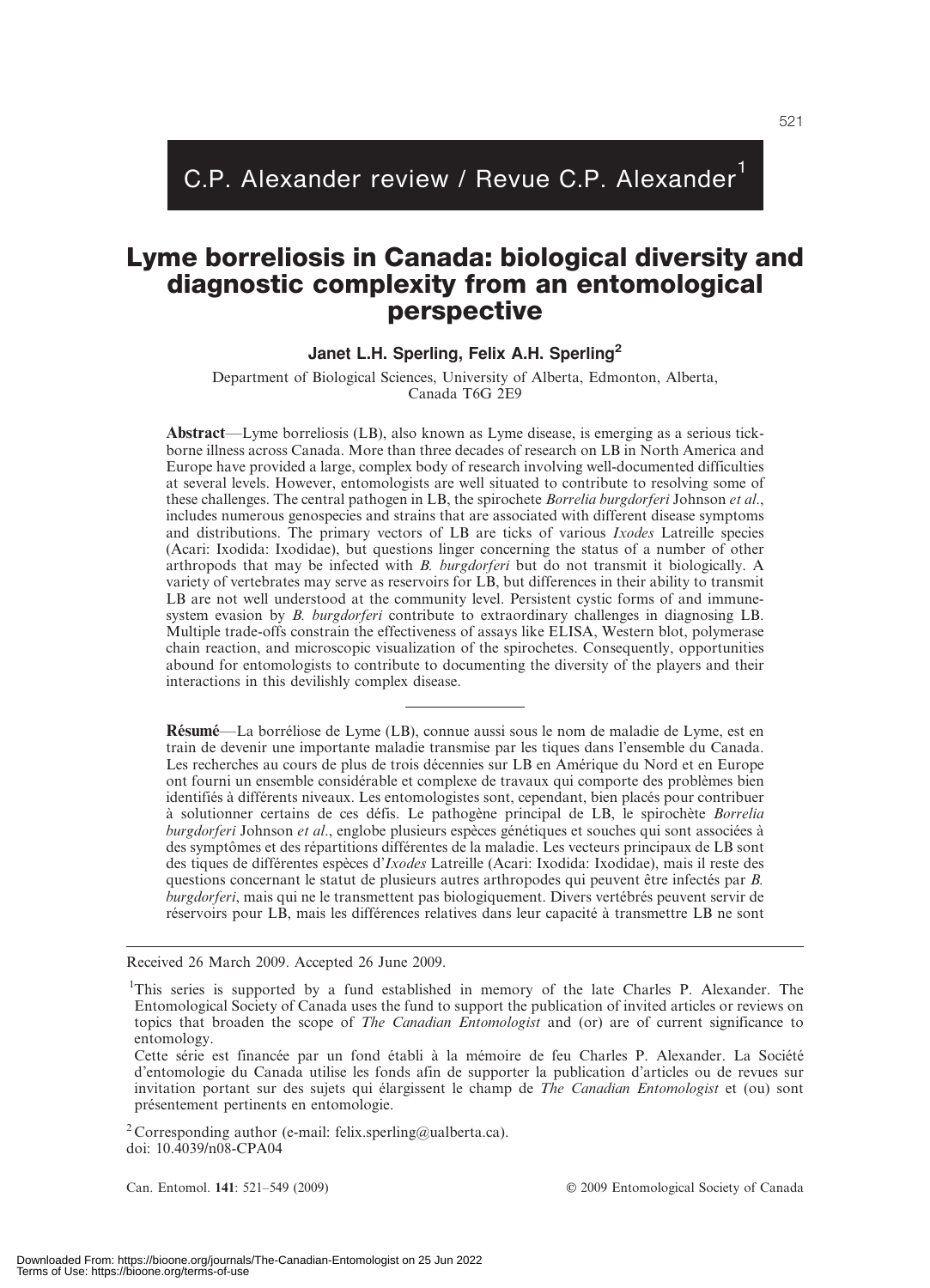# C.P. Alexander review / Revue C.P. Alexander[1]

# Lyme borreliosis in Canada: biological diversity and diagnostic complexity from an entomological perspective

**Janet L.H. Sperling, Felix A.H. Sperling[2]**

Department of Biological Sciences, University of Alberta, Edmonton, Alberta, Canada T6G 2E9

**Abstract**—Lyme borreliosis (LB), also known as Lyme disease, is emerging as a serious tick-borne illness across Canada. More than three decades of research on LB in North America and Europe have provided a large, complex body of research involving well-documented difficulties at several levels. However, entomologists are well situated to contribute to resolving some of these challenges. The central pathogen in LB, the spirochete *Borrelia burgdorferi* Johnson *et al.*, includes numerous genospecies and strains that are associated with different disease symptoms and distributions. The primary vectors of LB are ticks of various *Ixodes* Latreille species (Acari: Ixodida: Ixodidae), but questions linger concerning the status of a number of other arthropods that may be infected with *B. burgdorferi* but do not transmit it biologically. A variety of vertebrates may serve as reservoirs for LB, but differences in their ability to transmit LB are not well understood at the community level. Persistent cystic forms of and immune-system evasion by *B. burgdorferi* contribute to extraordinary challenges in diagnosing LB. Multiple trade-offs constrain the effectiveness of assays like ELISA, Western blot, polymerase chain reaction, and microscopic visualization of the spirochetes. Consequently, opportunities abound for entomologists to contribute to documenting the diversity of the players and their interactions in this devilishly complex disease.

---

**Résumé**—La borréliose de Lyme (LB), connue aussi sous le nom de maladie de Lyme, est en train de devenir une importante maladie transmise par les tiques dans l'ensemble du Canada. Les recherches au cours de plus de trois décennies sur LB en Amérique du Nord et en Europe ont fourni un ensemble considérable et complexe de travaux qui comporte des problèmes bien identifiés à différents niveaux. Les entomologistes sont, cependant, bien placés pour contribuer à solutionner certains de ces défis. Le pathogène principal de LB, le spirochète *Borrelia burgdorferi* Johnson *et al.*, englobe plusieurs espèces génétiques et souches qui sont associées à des symptômes et des répartitions différentes de la maladie. Les vecteurs principaux de LB sont des tiques de différentes espèces d'*Ixodes* Latreille (Acari: Ixodida: Ixodidae), mais il reste des questions concernant le statut de plusieurs autres arthropodes qui peuvent être infectés par *B. burgdorferi*, mais qui ne le transmettent pas biologiquement. Divers vertébrés peuvent servir de réservoirs pour LB, mais les différences relatives dans leur capacité à transmettre LB ne sont

---

Received 26 March 2009. Accepted 26 June 2009.

[1]This series is supported by a fund established in memory of the late Charles P. Alexander. The Entomological Society of Canada uses the fund to support the publication of invited articles or reviews on topics that broaden the scope of *The Canadian Entomologist* and (or) are of current significance to entomology.

Cette série est financée par un fond établi à la mémoire de feu Charles P. Alexander. La Société d'entomologie du Canada utilise les fonds afin de supporter la publication d'articles ou de revues sur invitation portant sur des sujets qui élargissent le champ de *The Canadian Entomologist* et (ou) sont présentement pertinents en entomologie.

[2]Corresponding author (e-mail: felix.sperling@ualberta.ca).
doi: 10.4039/n08-CPA04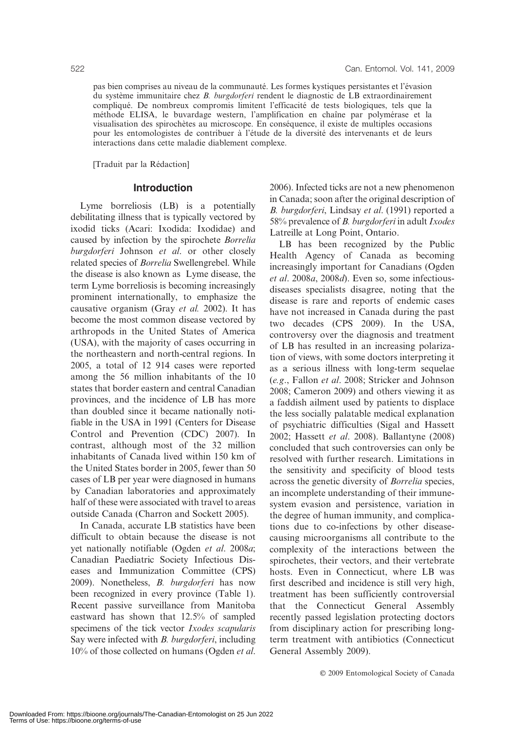pas bien comprises au niveau de la communauté. Les formes kystiques persistantes et l'évasion du système immunitaire chez *B. burgdorferi* rendent le diagnostic de LB extraordinairement compliqué. De nombreux compromis limitent l'efficacité de tests biologiques, tels que la méthode ELISA, le buvardage western, l'amplification en chaîne par polymérase et la visualisation des spirochètes au microscope. En conséquence, il existe de multiples occasions pour les entomologistes de contribuer à l'étude de la diversité des intervenants et de leurs interactions dans cette maladie diablement complexe.

[Traduit par la Rédaction]

## Introduction

Lyme borreliosis (LB) is a potentially debilitating illness that is typically vectored by ixodid ticks (Acari: Ixodida: Ixodidae) and caused by infection by the spirochete *Borrelia burgdorferi* Johnson *et al*. or other closely related species of *Borrelia* Swellengrebel. While the disease is also known as Lyme disease, the term Lyme borreliosis is becoming increasingly prominent internationally, to emphasize the causative organism (Gray *et al.* 2002). It has become the most common disease vectored by arthropods in the United States of America (USA), with the majority of cases occurring in the northeastern and north-central regions. In 2005, a total of 12 914 cases were reported among the 56 million inhabitants of the 10 states that border eastern and central Canadian provinces, and the incidence of LB has more than doubled since it became nationally notifiable in the USA in 1991 (Centers for Disease Control and Prevention (CDC) 2007). In contrast, although most of the 32 million inhabitants of Canada lived within 150 km of the United States border in 2005, fewer than 50 cases of LB per year were diagnosed in humans by Canadian laboratories and approximately half of these were associated with travel to areas outside Canada (Charron and Sockett 2005).

In Canada, accurate LB statistics have been difficult to obtain because the disease is not yet nationally notifiable (Ogden *et al*. 2008*a*; Canadian Paediatric Society Infectious Diseases and Immunization Committee (CPS) 2009). Nonetheless, *B. burgdorferi* has now been recognized in every province (Table 1). Recent passive surveillance from Manitoba eastward has shown that 12.5% of sampled specimens of the tick vector *Ixodes scapularis* Say were infected with *B. burgdorferi*, including 10% of those collected on humans (Ogden *et al*. 2006). Infected ticks are not a new phenomenon in Canada; soon after the original description of *B. burgdorferi*, Lindsay *et al*. (1991) reported a 58% prevalence of *B. burgdorferi* in adult *Ixodes* Latreille at Long Point, Ontario.

LB has been recognized by the Public Health Agency of Canada as becoming increasingly important for Canadians (Ogden *et al*. 2008*a*, 2008*d*). Even so, some infectious-diseases specialists disagree, noting that the disease is rare and reports of endemic cases have not increased in Canada during the past two decades (CPS 2009). In the USA, controversy over the diagnosis and treatment of LB has resulted in an increasing polarization of views, with some doctors interpreting it as a serious illness with long-term sequelae (*e.g*., Fallon *et al*. 2008; Stricker and Johnson 2008; Cameron 2009) and others viewing it as a faddish ailment used by patients to displace the less socially palatable medical explanation of psychiatric difficulties (Sigal and Hassett 2002; Hassett *et al*. 2008). Ballantyne (2008) concluded that such controversies can only be resolved with further research. Limitations in the sensitivity and specificity of blood tests across the genetic diversity of *Borrelia* species, an incomplete understanding of their immune-system evasion and persistence, variation in the degree of human immunity, and complications due to co-infections by other disease-causing microorganisms all contribute to the complexity of the interactions between the spirochetes, their vectors, and their vertebrate hosts. Even in Connecticut, where LB was first described and incidence is still very high, treatment has been sufficiently controversial that the Connecticut General Assembly recently passed legislation protecting doctors from disciplinary action for prescribing long-term treatment with antibiotics (Connecticut General Assembly 2009).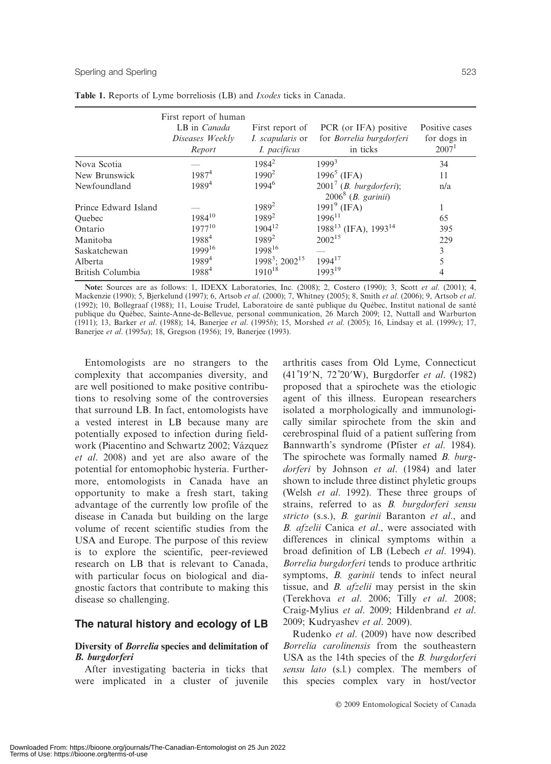**Table 1.** Reports of Lyme borreliosis (LB) and *Ixodes* ticks in Canada.

| | First report of human LB in *Canada Diseases Weekly Report* | First report of *I. scapularis* or *I. pacificus* | PCR (or IFA) positive for *Borrelia burgdorferi* in ticks | Positive cases for dogs in 2007[1] |
|---|---|---|---|---|
| Nova Scotia | — | 1984[2] | 1999[3] | 34 |
| New Brunswick | 1987[4] | 1990[2] | 1996[5] (IFA) | 11 |
| Newfoundland | 1989[4] | 1994[6] | 2001[7] (*B. burgdorferi*); 2006[8] (*B. garinii*) | n/a |
| Prince Edward Island | — | 1989[2] | 1991[9] (IFA) | 1 |
| Quebec | 1984[10] | 1989[2] | 1996[11] | 65 |
| Ontario | 1977[10] | 1904[12] | 1988[13] (IFA), 1993[14] | 395 |
| Manitoba | 1988[4] | 1989[2] | 2002[15] | 229 |
| Saskatchewan | 1999[16] | 1998[16] | — | 3 |
| Alberta | 1989[4] | 1998[3]; 2002[15] | 1994[17] | 5 |
| British Columbia | 1988[4] | 1910[18] | 1993[19] | 4 |

**Note:** Sources are as follows: 1, IDEXX Laboratories, Inc. (2008); 2, Costero (1990); 3, Scott *et al*. (2001); 4, Mackenzie (1990); 5, Bjerkelund (1997); 6, Artsob *et al*. (2000); 7, Whitney (2005); 8, Smith *et al*. (2006); 9, Artsob *et al*. (1992); 10, Bollegraaf (1988); 11, Louise Trudel, Laboratoire de santé publique du Québec, Institut national de santé publique du Québec, Sainte-Anne-de-Bellevue, personal communication, 26 March 2009; 12, Nuttall and Warburton (1911); 13, Barker *et al*. (1988); 14, Banerjee *et al*. (1995*b*); 15, Morshed *et al*. (2005); 16, Lindsay et al. (1999*c*); 17, Banerjee *et al*. (1995*a*); 18, Gregson (1956); 19, Banerjee (1993).

Entomologists are no strangers to the complexity that accompanies diversity, and are well positioned to make positive contributions to resolving some of the controversies that surround LB. In fact, entomologists have a vested interest in LB because many are potentially exposed to infection during fieldwork (Piacentino and Schwartz 2002; Vázquez *et al*. 2008) and yet are also aware of the potential for entomophobic hysteria. Furthermore, entomologists in Canada have an opportunity to make a fresh start, taking advantage of the currently low profile of the disease in Canada but building on the large volume of recent scientific studies from the USA and Europe. The purpose of this review is to explore the scientific, peer-reviewed research on LB that is relevant to Canada, with particular focus on biological and diagnostic factors that contribute to making this disease so challenging.

## The natural history and ecology of LB

### Diversity of *Borrelia* species and delimitation of *B. burgdorferi*

After investigating bacteria in ticks that were implicated in a cluster of juvenile arthritis cases from Old Lyme, Connecticut (41°19′N, 72°20′W), Burgdorfer *et al*. (1982) proposed that a spirochete was the etiologic agent of this illness. European researchers isolated a morphologically and immunologically similar spirochete from the skin and cerebrospinal fluid of a patient suffering from Bannwarth's syndrome (Pfister *et al*. 1984). The spirochete was formally named *B. burgdorferi* by Johnson *et al*. (1984) and later shown to include three distinct phyletic groups (Welsh *et al*. 1992). These three groups of strains, referred to as *B. burgdorferi sensu stricto* (s.s.), *B. garinii* Baranton *et al*., and *B. afzelii* Canica *et al*., were associated with differences in clinical symptoms within a broad definition of LB (Lebech *et al*. 1994). *Borrelia burgdorferi* tends to produce arthritic symptoms, *B. garinii* tends to infect neural tissue, and *B. afzelii* may persist in the skin (Terekhova *et al*. 2006; Tilly *et al*. 2008; Craig-Mylius *et al*. 2009; Hildenbrand *et al*. 2009; Kudryashev *et al*. 2009).

Rudenko *et al*. (2009) have now described *Borrelia carolinensis* from the southeastern USA as the 14th species of the *B. burgdorferi sensu lato* (s.l.) complex. The members of this species complex vary in host/vector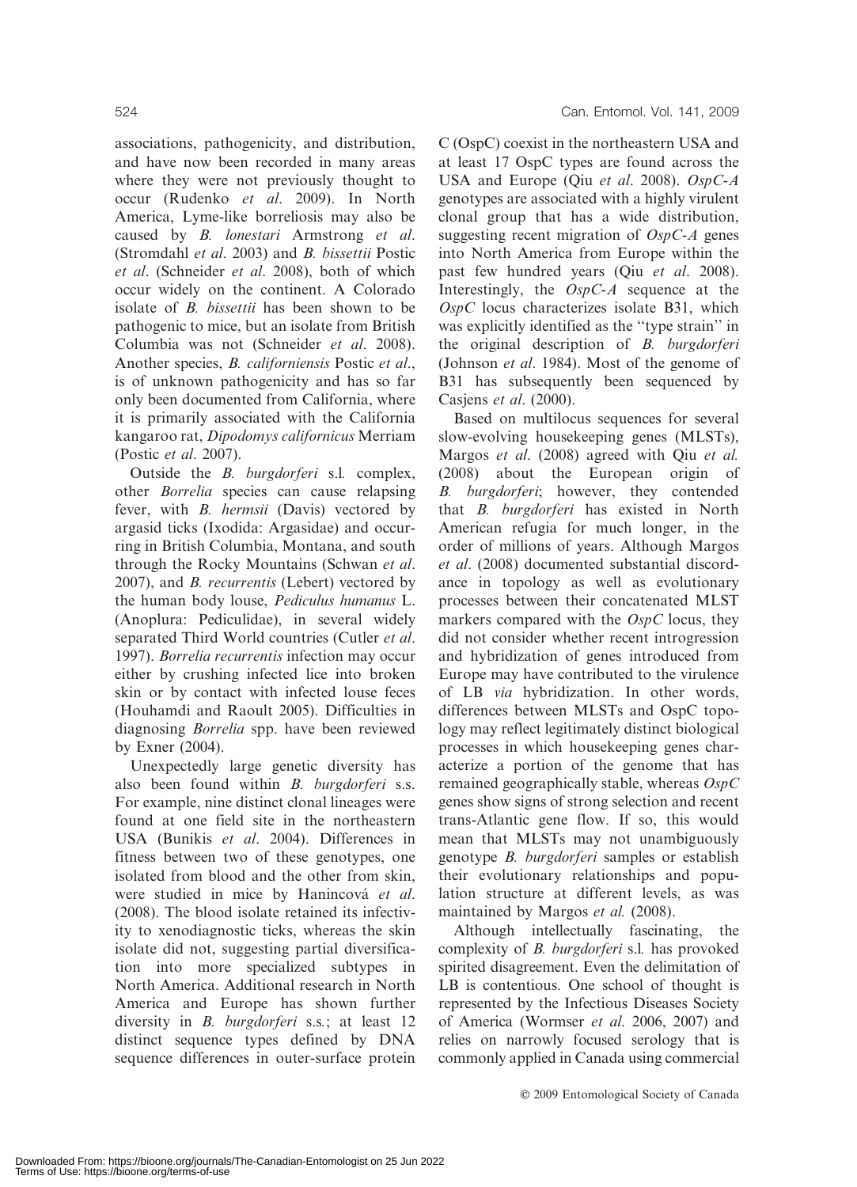associations, pathogenicity, and distribution, and have now been recorded in many areas where they were not previously thought to occur (Rudenko *et al*. 2009). In North America, Lyme-like borreliosis may also be caused by *B. lonestari* Armstrong *et al*. (Stromdahl *et al*. 2003) and *B. bissettii* Postic *et al*. (Schneider *et al*. 2008), both of which occur widely on the continent. A Colorado isolate of *B. bissettii* has been shown to be pathogenic to mice, but an isolate from British Columbia was not (Schneider *et al*. 2008). Another species, *B. californiensis* Postic *et al*., is of unknown pathogenicity and has so far only been documented from California, where it is primarily associated with the California kangaroo rat, *Dipodomys californicus* Merriam (Postic *et al*. 2007).

Outside the *B. burgdorferi* s.l. complex, other *Borrelia* species can cause relapsing fever, with *B. hermsii* (Davis) vectored by argasid ticks (Ixodida: Argasidae) and occurring in British Columbia, Montana, and south through the Rocky Mountains (Schwan *et al*. 2007), and *B. recurrentis* (Lebert) vectored by the human body louse, *Pediculus humanus* L. (Anoplura: Pediculidae), in several widely separated Third World countries (Cutler *et al*. 1997). *Borrelia recurrentis* infection may occur either by crushing infected lice into broken skin or by contact with infected louse feces (Houhamdi and Raoult 2005). Difficulties in diagnosing *Borrelia* spp. have been reviewed by Exner (2004).

Unexpectedly large genetic diversity has also been found within *B. burgdorferi* s.s. For example, nine distinct clonal lineages were found at one field site in the northeastern USA (Bunikis *et al*. 2004). Differences in fitness between two of these genotypes, one isolated from blood and the other from skin, were studied in mice by Hanincová *et al*. (2008). The blood isolate retained its infectivity to xenodiagnostic ticks, whereas the skin isolate did not, suggesting partial diversification into more specialized subtypes in North America. Additional research in North America and Europe has shown further diversity in *B. burgdorferi* s.s.; at least 12 distinct sequence types defined by DNA sequence differences in outer-surface protein C (OspC) coexist in the northeastern USA and at least 17 OspC types are found across the USA and Europe (Qiu *et al*. 2008). *OspC-A* genotypes are associated with a highly virulent clonal group that has a wide distribution, suggesting recent migration of *OspC-A* genes into North America from Europe within the past few hundred years (Qiu *et al*. 2008). Interestingly, the *OspC-A* sequence at the *OspC* locus characterizes isolate B31, which was explicitly identified as the "type strain" in the original description of *B. burgdorferi* (Johnson *et al*. 1984). Most of the genome of B31 has subsequently been sequenced by Casjens *et al*. (2000).

Based on multilocus sequences for several slow-evolving housekeeping genes (MLSTs), Margos *et al*. (2008) agreed with Qiu *et al.* (2008) about the European origin of *B. burgdorferi*; however, they contended that *B. burgdorferi* has existed in North American refugia for much longer, in the order of millions of years. Although Margos *et al*. (2008) documented substantial discordance in topology as well as evolutionary processes between their concatenated MLST markers compared with the *OspC* locus, they did not consider whether recent introgression and hybridization of genes introduced from Europe may have contributed to the virulence of LB *via* hybridization. In other words, differences between MLSTs and OspC topology may reflect legitimately distinct biological processes in which housekeeping genes characterize a portion of the genome that has remained geographically stable, whereas *OspC* genes show signs of strong selection and recent trans-Atlantic gene flow. If so, this would mean that MLSTs may not unambiguously genotype *B. burgdorferi* samples or establish their evolutionary relationships and population structure at different levels, as was maintained by Margos *et al.* (2008).

Although intellectually fascinating, the complexity of *B. burgdorferi* s.l. has provoked spirited disagreement. Even the delimitation of LB is contentious. One school of thought is represented by the Infectious Diseases Society of America (Wormser *et al*. 2006, 2007) and relies on narrowly focused serology that is commonly applied in Canada using commercial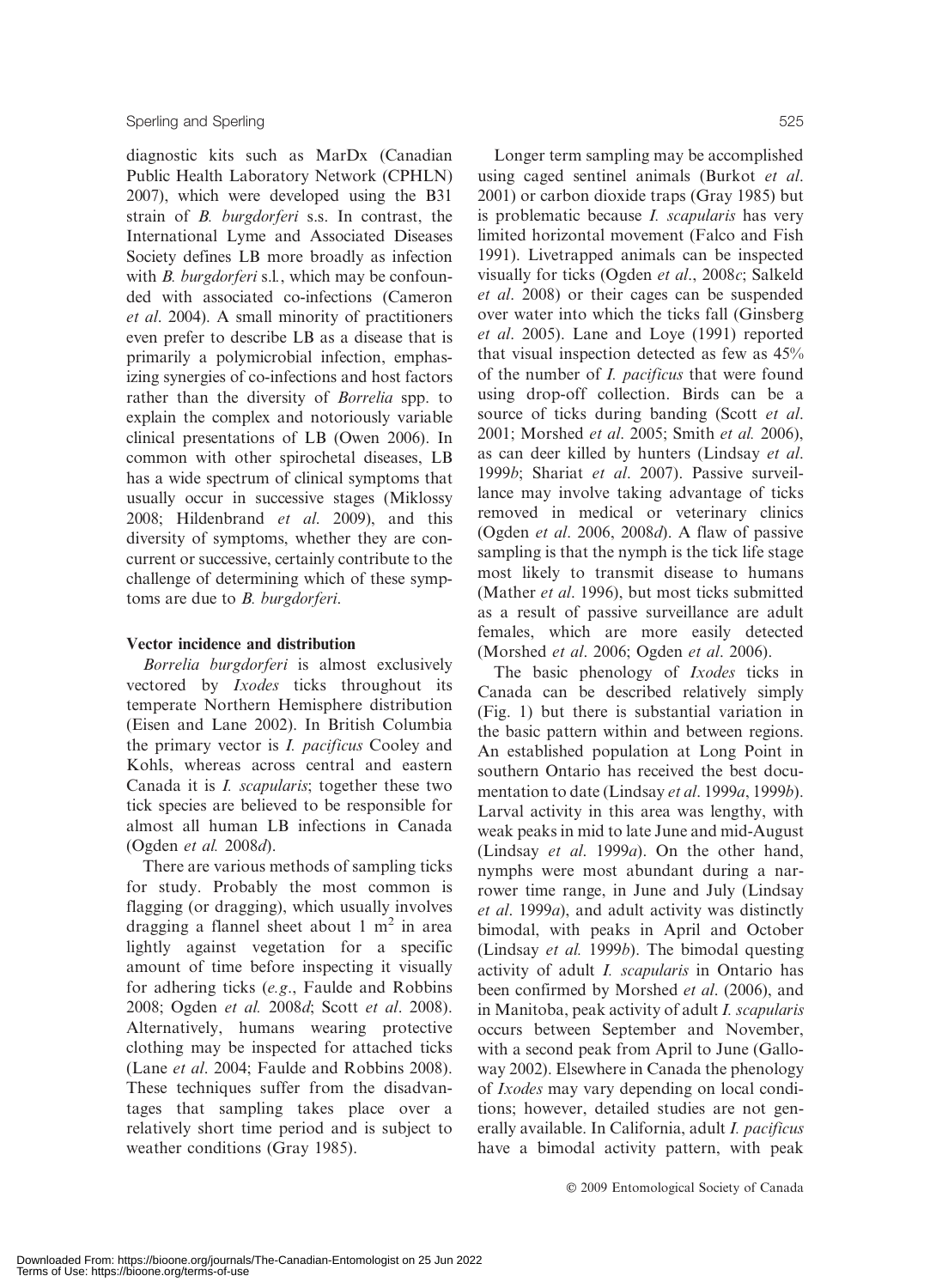diagnostic kits such as MarDx (Canadian Public Health Laboratory Network (CPHLN) 2007), which were developed using the B31 strain of *B. burgdorferi* s.s. In contrast, the International Lyme and Associated Diseases Society defines LB more broadly as infection with *B. burgdorferi* s.l., which may be confounded with associated co-infections (Cameron *et al*. 2004). A small minority of practitioners even prefer to describe LB as a disease that is primarily a polymicrobial infection, emphasizing synergies of co-infections and host factors rather than the diversity of *Borrelia* spp. to explain the complex and notoriously variable clinical presentations of LB (Owen 2006). In common with other spirochetal diseases, LB has a wide spectrum of clinical symptoms that usually occur in successive stages (Miklossy 2008; Hildenbrand *et al*. 2009), and this diversity of symptoms, whether they are concurrent or successive, certainly contribute to the challenge of determining which of these symptoms are due to *B. burgdorferi*.

**Vector incidence and distribution**

*Borrelia burgdorferi* is almost exclusively vectored by *Ixodes* ticks throughout its temperate Northern Hemisphere distribution (Eisen and Lane 2002). In British Columbia the primary vector is *I. pacificus* Cooley and Kohls, whereas across central and eastern Canada it is *I. scapularis*; together these two tick species are believed to be responsible for almost all human LB infections in Canada (Ogden *et al.* 2008*d*).

There are various methods of sampling ticks for study. Probably the most common is flagging (or dragging), which usually involves dragging a flannel sheet about 1 $m^2$ in area lightly against vegetation for a specific amount of time before inspecting it visually for adhering ticks (*e.g*., Faulde and Robbins 2008; Ogden *et al.* 2008*d*; Scott *et al*. 2008). Alternatively, humans wearing protective clothing may be inspected for attached ticks (Lane *et al*. 2004; Faulde and Robbins 2008). These techniques suffer from the disadvantages that sampling takes place over a relatively short time period and is subject to weather conditions (Gray 1985).

Longer term sampling may be accomplished using caged sentinel animals (Burkot *et al*. 2001) or carbon dioxide traps (Gray 1985) but is problematic because *I. scapularis* has very limited horizontal movement (Falco and Fish 1991). Livetrapped animals can be inspected visually for ticks (Ogden *et al*., 2008*c*; Salkeld *et al*. 2008) or their cages can be suspended over water into which the ticks fall (Ginsberg *et al*. 2005). Lane and Loye (1991) reported that visual inspection detected as few as 45% of the number of *I. pacificus* that were found using drop-off collection. Birds can be a source of ticks during banding (Scott *et al*. 2001; Morshed *et al*. 2005; Smith *et al.* 2006), as can deer killed by hunters (Lindsay *et al*. 1999*b*; Shariat *et al*. 2007). Passive surveillance may involve taking advantage of ticks removed in medical or veterinary clinics (Ogden *et al*. 2006, 2008*d*). A flaw of passive sampling is that the nymph is the tick life stage most likely to transmit disease to humans (Mather *et al*. 1996), but most ticks submitted as a result of passive surveillance are adult females, which are more easily detected (Morshed *et al*. 2006; Ogden *et al*. 2006).

The basic phenology of *Ixodes* ticks in Canada can be described relatively simply (Fig. 1) but there is substantial variation in the basic pattern within and between regions. An established population at Long Point in southern Ontario has received the best documentation to date (Lindsay *et al*. 1999*a*, 1999*b*). Larval activity in this area was lengthy, with weak peaks in mid to late June and mid-August (Lindsay *et al*. 1999*a*). On the other hand, nymphs were most abundant during a narrower time range, in June and July (Lindsay *et al*. 1999*a*), and adult activity was distinctly bimodal, with peaks in April and October (Lindsay *et al.* 1999*b*). The bimodal questing activity of adult *I. scapularis* in Ontario has been confirmed by Morshed *et al*. (2006), and in Manitoba, peak activity of adult *I. scapularis* occurs between September and November, with a second peak from April to June (Galloway 2002). Elsewhere in Canada the phenology of *Ixodes* may vary depending on local conditions; however, detailed studies are not generally available. In California, adult *I. pacificus* have a bimodal activity pattern, with peak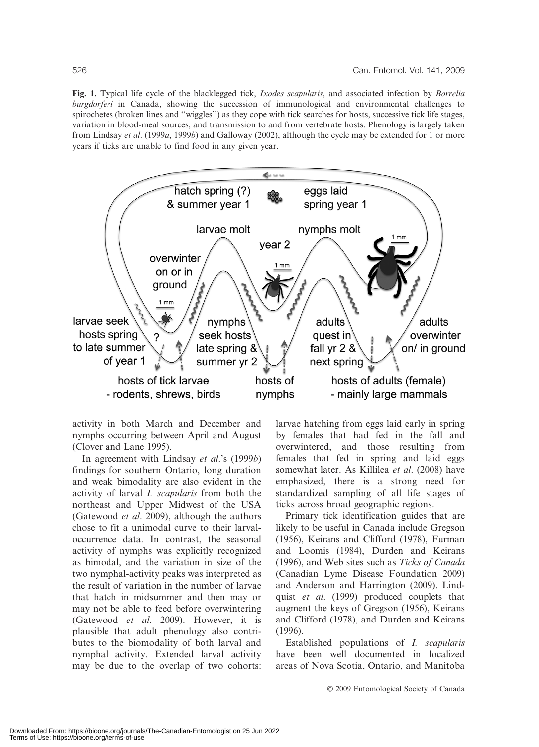**Fig. 1.** Typical life cycle of the blacklegged tick, *Ixodes scapularis*, and associated infection by *Borrelia burgdorferi* in Canada, showing the succession of immunological and environmental challenges to spirochetes (broken lines and ''wiggles'') as they cope with tick searches for hosts, successive tick life stages, variation in blood-meal sources, and transmission to and from vertebrate hosts. Phenology is largely taken from Lindsay *et al*. (1999*a*, 1999*b*) and Galloway (2002), although the cycle may be extended for 1 or more years if ticks are unable to find food in any given year.

activity in both March and December and nymphs occurring between April and August (Clover and Lane 1995).

In agreement with Lindsay *et al*.'s (1999*b*) findings for southern Ontario, long duration and weak bimodality are also evident in the activity of larval *I. scapularis* from both the northeast and Upper Midwest of the USA (Gatewood *et al*. 2009), although the authors chose to fit a unimodal curve to their larval-occurrence data. In contrast, the seasonal activity of nymphs was explicitly recognized as bimodal, and the variation in size of the two nymphal-activity peaks was interpreted as the result of variation in the number of larvae that hatch in midsummer and then may or may not be able to feed before overwintering (Gatewood *et al*. 2009). However, it is plausible that adult phenology also contributes to the biomodality of both larval and nymphal activity. Extended larval activity may be due to the overlap of two cohorts: larvae hatching from eggs laid early in spring by females that had fed in the fall and overwintered, and those resulting from females that fed in spring and laid eggs somewhat later. As Killilea *et al*. (2008) have emphasized, there is a strong need for standardized sampling of all life stages of ticks across broad geographic regions.

Primary tick identification guides that are likely to be useful in Canada include Gregson (1956), Keirans and Clifford (1978), Furman and Loomis (1984), Durden and Keirans (1996), and Web sites such as *Ticks of Canada* (Canadian Lyme Disease Foundation 2009) and Anderson and Harrington (2009). Lindquist *et al*. (1999) produced couplets that augment the keys of Gregson (1956), Keirans and Clifford (1978), and Durden and Keirans (1996).

Established populations of *I. scapularis* have been well documented in localized areas of Nova Scotia, Ontario, and Manitoba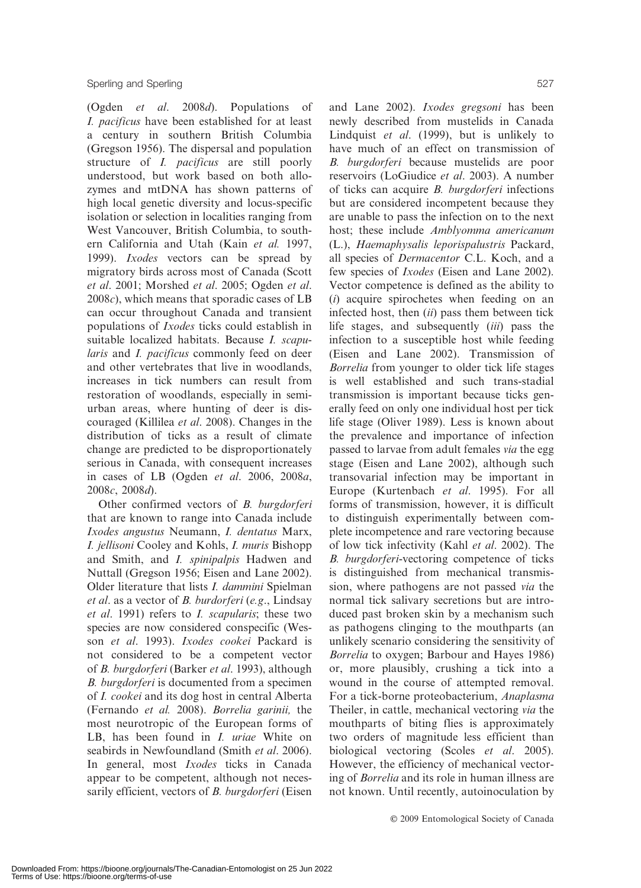(Ogden *et al.* 2008*d*). Populations of *I. pacificus* have been established for at least a century in southern British Columbia (Gregson 1956). The dispersal and population structure of *I. pacificus* are still poorly understood, but work based on both allozymes and mtDNA has shown patterns of high local genetic diversity and locus-specific isolation or selection in localities ranging from West Vancouver, British Columbia, to southern California and Utah (Kain *et al.* 1997, 1999). *Ixodes* vectors can be spread by migratory birds across most of Canada (Scott *et al*. 2001; Morshed *et al*. 2005; Ogden *et al*. 2008*c*), which means that sporadic cases of LB can occur throughout Canada and transient populations of *Ixodes* ticks could establish in suitable localized habitats. Because *I. scapularis* and *I. pacificus* commonly feed on deer and other vertebrates that live in woodlands, increases in tick numbers can result from restoration of woodlands, especially in semi-urban areas, where hunting of deer is discouraged (Killilea *et al*. 2008). Changes in the distribution of ticks as a result of climate change are predicted to be disproportionately serious in Canada, with consequent increases in cases of LB (Ogden *et al*. 2006, 2008*a*, 2008*c*, 2008*d*).

Other confirmed vectors of *B. burgdorferi* that are known to range into Canada include *Ixodes angustus* Neumann, *I. dentatus* Marx, *I. jellisoni* Cooley and Kohls, *I. muris* Bishopp and Smith, and *I. spinipalpis* Hadwen and Nuttall (Gregson 1956; Eisen and Lane 2002). Older literature that lists *I. dammini* Spielman *et al*. as a vector of *B. burdorferi* (*e.g*., Lindsay *et al*. 1991) refers to *I. scapularis*; these two species are now considered conspecific (Wesson *et al*. 1993). *Ixodes cookei* Packard is not considered to be a competent vector of *B. burgdorferi* (Barker *et al*. 1993), although *B. burgdorferi* is documented from a specimen of *I. cookei* and its dog host in central Alberta (Fernando *et al.* 2008). *Borrelia garinii,* the most neurotropic of the European forms of LB, has been found in *I. uriae* White on seabirds in Newfoundland (Smith *et al*. 2006). In general, most *Ixodes* ticks in Canada appear to be competent, although not necessarily efficient, vectors of *B. burgdorferi* (Eisen and Lane 2002). *Ixodes gregsoni* has been newly described from mustelids in Canada Lindquist *et al*. (1999), but is unlikely to have much of an effect on transmission of *B. burgdorferi* because mustelids are poor reservoirs (LoGiudice *et al*. 2003). A number of ticks can acquire *B. burgdorferi* infections but are considered incompetent because they are unable to pass the infection on to the next host; these include *Amblyomma americanum* (L.), *Haemaphysalis leporispalustris* Packard, all species of *Dermacentor* C.L. Koch, and a few species of *Ixodes* (Eisen and Lane 2002). Vector competence is defined as the ability to (*i*) acquire spirochetes when feeding on an infected host, then (*ii*) pass them between tick life stages, and subsequently (*iii*) pass the infection to a susceptible host while feeding (Eisen and Lane 2002). Transmission of *Borrelia* from younger to older tick life stages is well established and such trans-stadial transmission is important because ticks generally feed on only one individual host per tick life stage (Oliver 1989). Less is known about the prevalence and importance of infection passed to larvae from adult females *via* the egg stage (Eisen and Lane 2002), although such transovarial infection may be important in Europe (Kurtenbach *et al*. 1995). For all forms of transmission, however, it is difficult to distinguish experimentally between complete incompetence and rare vectoring because of low tick infectivity (Kahl *et al*. 2002). The *B. burgdorferi*-vectoring competence of ticks is distinguished from mechanical transmission, where pathogens are not passed *via* the normal tick salivary secretions but are introduced past broken skin by a mechanism such as pathogens clinging to the mouthparts (an unlikely scenario considering the sensitivity of *Borrelia* to oxygen; Barbour and Hayes 1986) or, more plausibly, crushing a tick into a wound in the course of attempted removal. For a tick-borne proteobacterium, *Anaplasma* Theiler, in cattle, mechanical vectoring *via* the mouthparts of biting flies is approximately two orders of magnitude less efficient than biological vectoring (Scoles *et al*. 2005). However, the efficiency of mechanical vectoring of *Borrelia* and its role in human illness are not known. Until recently, autoinoculation by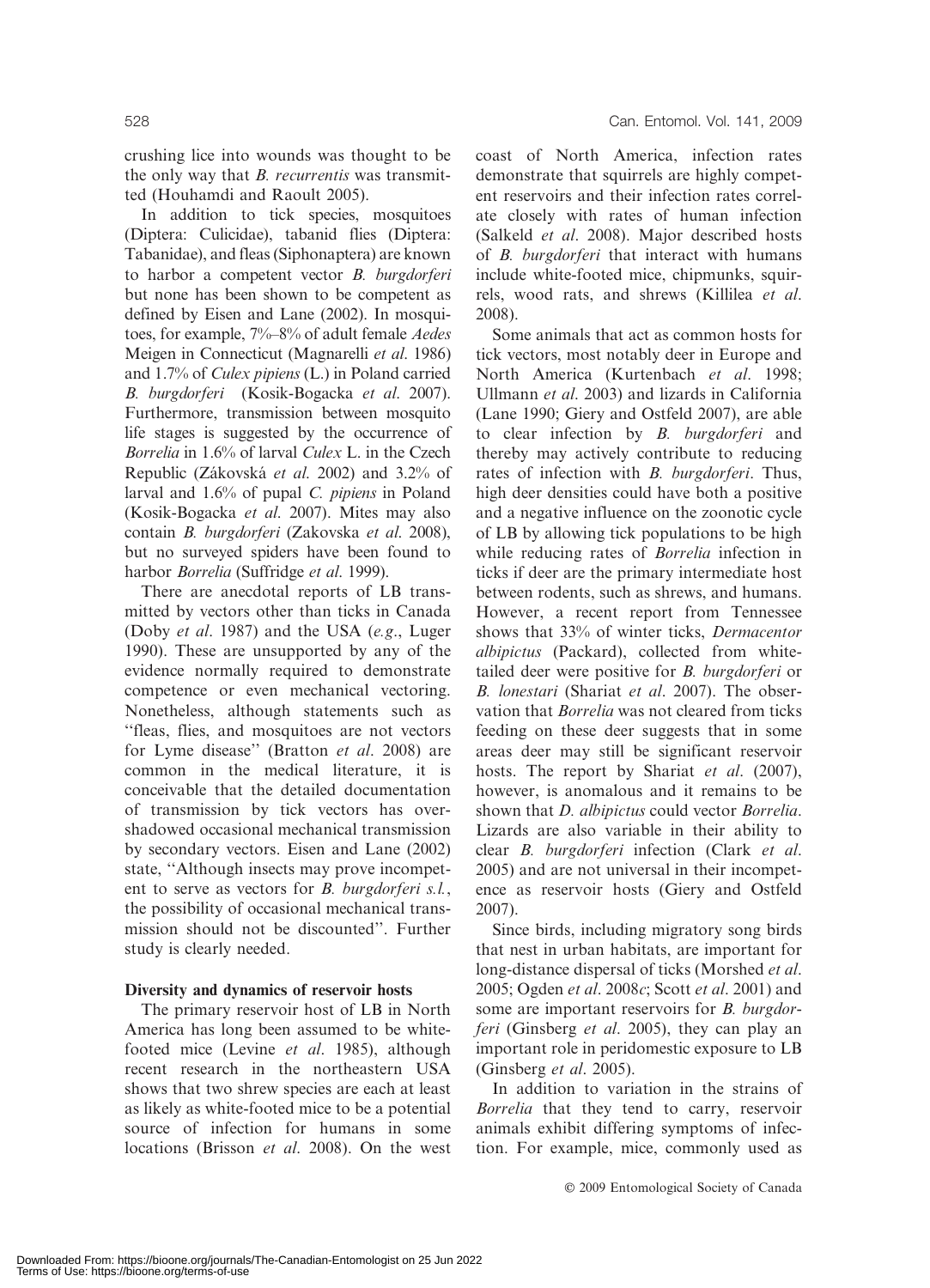crushing lice into wounds was thought to be the only way that *B. recurrentis* was transmitted (Houhamdi and Raoult 2005).

In addition to tick species, mosquitoes (Diptera: Culicidae), tabanid flies (Diptera: Tabanidae), and fleas (Siphonaptera) are known to harbor a competent vector *B. burgdorferi* but none has been shown to be competent as defined by Eisen and Lane (2002). In mosquitoes, for example, 7%–8% of adult female *Aedes* Meigen in Connecticut (Magnarelli *et al.* 1986) and 1.7% of *Culex pipiens* (L.) in Poland carried *B. burgdorferi* (Kosik-Bogacka *et al.* 2007). Furthermore, transmission between mosquito life stages is suggested by the occurrence of *Borrelia* in 1.6% of larval *Culex* L. in the Czech Republic (Zákovská *et al.* 2002) and 3.2% of larval and 1.6% of pupal *C. pipiens* in Poland (Kosik-Bogacka *et al.* 2007). Mites may also contain *B. burgdorferi* (Zakovska *et al.* 2008), but no surveyed spiders have been found to harbor *Borrelia* (Suffridge *et al.* 1999).

There are anecdotal reports of LB transmitted by vectors other than ticks in Canada (Doby *et al.* 1987) and the USA (*e.g.*, Luger 1990). These are unsupported by any of the evidence normally required to demonstrate competence or even mechanical vectoring. Nonetheless, although statements such as "fleas, flies, and mosquitoes are not vectors for Lyme disease" (Bratton *et al.* 2008) are common in the medical literature, it is conceivable that the detailed documentation of transmission by tick vectors has overshadowed occasional mechanical transmission by secondary vectors. Eisen and Lane (2002) state, "Although insects may prove incompetent to serve as vectors for *B. burgdorferi s.l.*, the possibility of occasional mechanical transmission should not be discounted". Further study is clearly needed.

### Diversity and dynamics of reservoir hosts

The primary reservoir host of LB in North America has long been assumed to be white-footed mice (Levine *et al.* 1985), although recent research in the northeastern USA shows that two shrew species are each at least as likely as white-footed mice to be a potential source of infection for humans in some locations (Brisson *et al.* 2008). On the west coast of North America, infection rates demonstrate that squirrels are highly competent reservoirs and their infection rates correlate closely with rates of human infection (Salkeld *et al.* 2008). Major described hosts of *B. burgdorferi* that interact with humans include white-footed mice, chipmunks, squirrels, wood rats, and shrews (Killilea *et al.* 2008).

Some animals that act as common hosts for tick vectors, most notably deer in Europe and North America (Kurtenbach *et al.* 1998; Ullmann *et al.* 2003) and lizards in California (Lane 1990; Giery and Ostfeld 2007), are able to clear infection by *B. burgdorferi* and thereby may actively contribute to reducing rates of infection with *B. burgdorferi*. Thus, high deer densities could have both a positive and a negative influence on the zoonotic cycle of LB by allowing tick populations to be high while reducing rates of *Borrelia* infection in ticks if deer are the primary intermediate host between rodents, such as shrews, and humans. However, a recent report from Tennessee shows that 33% of winter ticks, *Dermacentor albipictus* (Packard), collected from white-tailed deer were positive for *B. burgdorferi* or *B. lonestari* (Shariat *et al.* 2007). The observation that *Borrelia* was not cleared from ticks feeding on these deer suggests that in some areas deer may still be significant reservoir hosts. The report by Shariat *et al.* (2007), however, is anomalous and it remains to be shown that *D. albipictus* could vector *Borrelia*. Lizards are also variable in their ability to clear *B. burgdorferi* infection (Clark *et al.* 2005) and are not universal in their incompetence as reservoir hosts (Giery and Ostfeld 2007).

Since birds, including migratory song birds that nest in urban habitats, are important for long-distance dispersal of ticks (Morshed *et al.* 2005; Ogden *et al.* 2008*c*; Scott *et al.* 2001) and some are important reservoirs for *B. burgdorferi* (Ginsberg *et al.* 2005), they can play an important role in peridomestic exposure to LB (Ginsberg *et al.* 2005).

In addition to variation in the strains of *Borrelia* that they tend to carry, reservoir animals exhibit differing symptoms of infection. For example, mice, commonly used as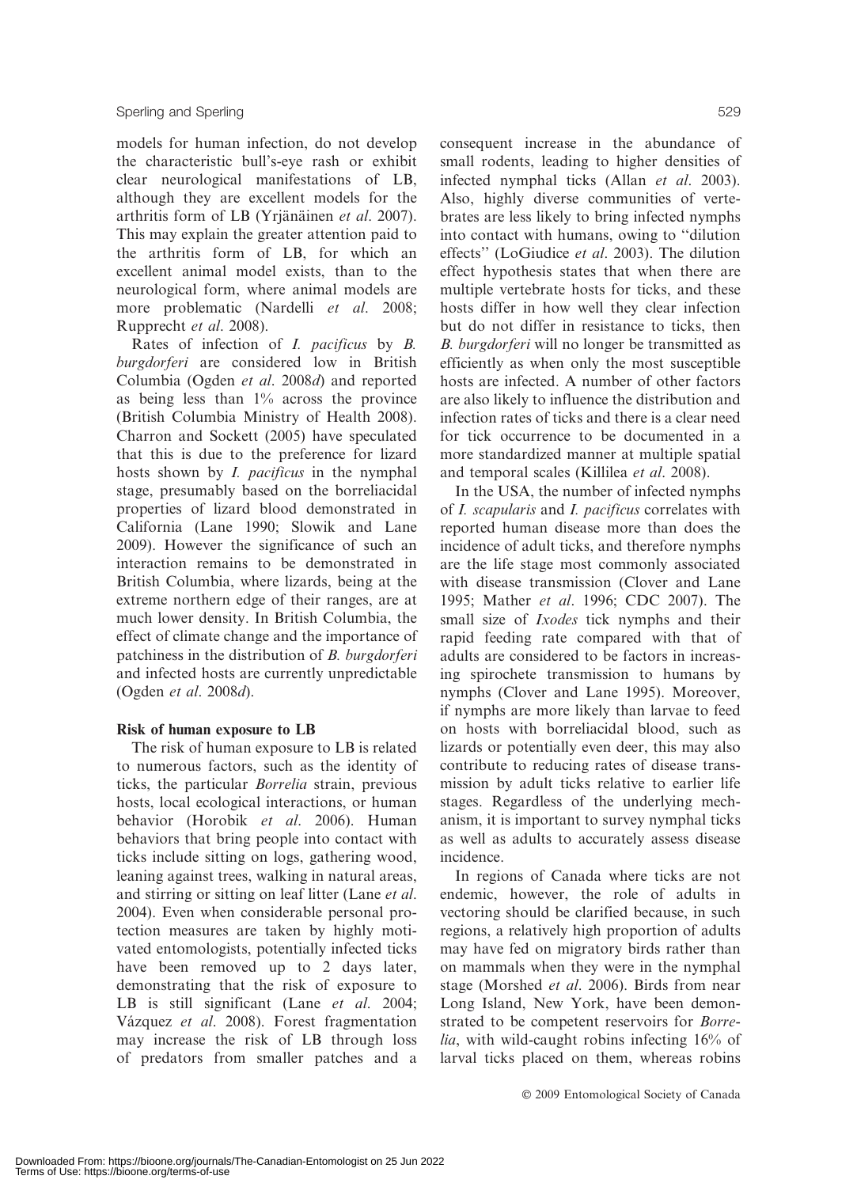models for human infection, do not develop the characteristic bull's-eye rash or exhibit clear neurological manifestations of LB, although they are excellent models for the arthritis form of LB (Yrjänäinen *et al.* 2007). This may explain the greater attention paid to the arthritis form of LB, for which an excellent animal model exists, than to the neurological form, where animal models are more problematic (Nardelli *et al.* 2008; Rupprecht *et al.* 2008).

Rates of infection of *I. pacificus* by *B. burgdorferi* are considered low in British Columbia (Ogden *et al.* 2008*d*) and reported as being less than 1% across the province (British Columbia Ministry of Health 2008). Charron and Sockett (2005) have speculated that this is due to the preference for lizard hosts shown by *I. pacificus* in the nymphal stage, presumably based on the borreliacidal properties of lizard blood demonstrated in California (Lane 1990; Slowik and Lane 2009). However the significance of such an interaction remains to be demonstrated in British Columbia, where lizards, being at the extreme northern edge of their ranges, are at much lower density. In British Columbia, the effect of climate change and the importance of patchiness in the distribution of *B. burgdorferi* and infected hosts are currently unpredictable (Ogden *et al.* 2008*d*).

**Risk of human exposure to LB**

The risk of human exposure to LB is related to numerous factors, such as the identity of ticks, the particular *Borrelia* strain, previous hosts, local ecological interactions, or human behavior (Horobik *et al.* 2006). Human behaviors that bring people into contact with ticks include sitting on logs, gathering wood, leaning against trees, walking in natural areas, and stirring or sitting on leaf litter (Lane *et al.* 2004). Even when considerable personal protection measures are taken by highly motivated entomologists, potentially infected ticks have been removed up to 2 days later, demonstrating that the risk of exposure to LB is still significant (Lane *et al.* 2004; Vázquez *et al.* 2008). Forest fragmentation may increase the risk of LB through loss of predators from smaller patches and a consequent increase in the abundance of small rodents, leading to higher densities of infected nymphal ticks (Allan *et al.* 2003). Also, highly diverse communities of vertebrates are less likely to bring infected nymphs into contact with humans, owing to "dilution effects" (LoGiudice *et al.* 2003). The dilution effect hypothesis states that when there are multiple vertebrate hosts for ticks, and these hosts differ in how well they clear infection but do not differ in resistance to ticks, then *B. burgdorferi* will no longer be transmitted as efficiently as when only the most susceptible hosts are infected. A number of other factors are also likely to influence the distribution and infection rates of ticks and there is a clear need for tick occurrence to be documented in a more standardized manner at multiple spatial and temporal scales (Killilea *et al.* 2008).

In the USA, the number of infected nymphs of *I. scapularis* and *I. pacificus* correlates with reported human disease more than does the incidence of adult ticks, and therefore nymphs are the life stage most commonly associated with disease transmission (Clover and Lane 1995; Mather *et al.* 1996; CDC 2007). The small size of *Ixodes* tick nymphs and their rapid feeding rate compared with that of adults are considered to be factors in increasing spirochete transmission to humans by nymphs (Clover and Lane 1995). Moreover, if nymphs are more likely than larvae to feed on hosts with borreliacidal blood, such as lizards or potentially even deer, this may also contribute to reducing rates of disease transmission by adult ticks relative to earlier life stages. Regardless of the underlying mechanism, it is important to survey nymphal ticks as well as adults to accurately assess disease incidence.

In regions of Canada where ticks are not endemic, however, the role of adults in vectoring should be clarified because, in such regions, a relatively high proportion of adults may have fed on migratory birds rather than on mammals when they were in the nymphal stage (Morshed *et al.* 2006). Birds from near Long Island, New York, have been demonstrated to be competent reservoirs for *Borrelia*, with wild-caught robins infecting 16% of larval ticks placed on them, whereas robins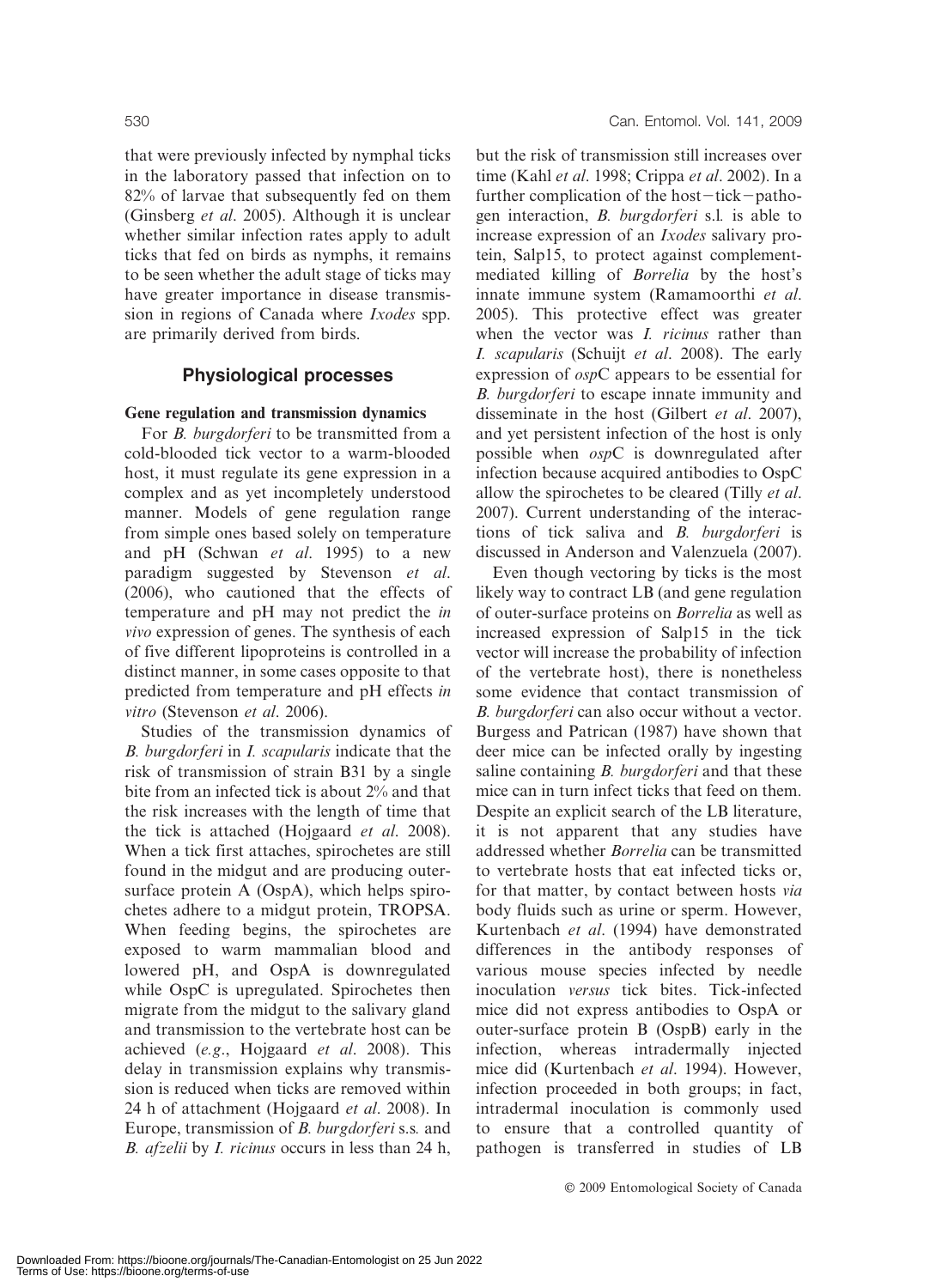that were previously infected by nymphal ticks in the laboratory passed that infection on to 82% of larvae that subsequently fed on them (Ginsberg *et al.* 2005). Although it is unclear whether similar infection rates apply to adult ticks that fed on birds as nymphs, it remains to be seen whether the adult stage of ticks may have greater importance in disease transmission in regions of Canada where *Ixodes* spp. are primarily derived from birds.

## Physiological processes

### Gene regulation and transmission dynamics

For *B. burgdorferi* to be transmitted from a cold-blooded tick vector to a warm-blooded host, it must regulate its gene expression in a complex and as yet incompletely understood manner. Models of gene regulation range from simple ones based solely on temperature and pH (Schwan *et al.* 1995) to a new paradigm suggested by Stevenson *et al.* (2006), who cautioned that the effects of temperature and pH may not predict the *in vivo* expression of genes. The synthesis of each of five different lipoproteins is controlled in a distinct manner, in some cases opposite to that predicted from temperature and pH effects *in vitro* (Stevenson *et al.* 2006).

Studies of the transmission dynamics of *B. burgdorferi* in *I. scapularis* indicate that the risk of transmission of strain B31 by a single bite from an infected tick is about 2% and that the risk increases with the length of time that the tick is attached (Hojgaard *et al.* 2008). When a tick first attaches, spirochetes are still found in the midgut and are producing outer-surface protein A (OspA), which helps spirochetes adhere to a midgut protein, TROPSA. When feeding begins, the spirochetes are exposed to warm mammalian blood and lowered pH, and OspA is downregulated while OspC is upregulated. Spirochetes then migrate from the midgut to the salivary gland and transmission to the vertebrate host can be achieved (*e.g.*, Hojgaard *et al.* 2008). This delay in transmission explains why transmission is reduced when ticks are removed within 24 h of attachment (Hojgaard *et al.* 2008). In Europe, transmission of *B. burgdorferi* s.s. and *B. afzelii* by *I. ricinus* occurs in less than 24 h, but the risk of transmission still increases over time (Kahl *et al.* 1998; Crippa *et al.* 2002). In a further complication of the host–tick–pathogen interaction, *B. burgdorferi* s.l. is able to increase expression of an *Ixodes* salivary protein, Salp15, to protect against complement-mediated killing of *Borrelia* by the host's innate immune system (Ramamoorthi *et al.* 2005). This protective effect was greater when the vector was *I. ricinus* rather than *I. scapularis* (Schuijt *et al.* 2008). The early expression of *osp*C appears to be essential for *B. burgdorferi* to escape innate immunity and disseminate in the host (Gilbert *et al.* 2007), and yet persistent infection of the host is only possible when *osp*C is downregulated after infection because acquired antibodies to OspC allow the spirochetes to be cleared (Tilly *et al.* 2007). Current understanding of the interactions of tick saliva and *B. burgdorferi* is discussed in Anderson and Valenzuela (2007).

Even though vectoring by ticks is the most likely way to contract LB (and gene regulation of outer-surface proteins on *Borrelia* as well as increased expression of Salp15 in the tick vector will increase the probability of infection of the vertebrate host), there is nonetheless some evidence that contact transmission of *B. burgdorferi* can also occur without a vector. Burgess and Patrican (1987) have shown that deer mice can be infected orally by ingesting saline containing *B. burgdorferi* and that these mice can in turn infect ticks that feed on them. Despite an explicit search of the LB literature, it is not apparent that any studies have addressed whether *Borrelia* can be transmitted to vertebrate hosts that eat infected ticks or, for that matter, by contact between hosts *via* body fluids such as urine or sperm. However, Kurtenbach *et al.* (1994) have demonstrated differences in the antibody responses of various mouse species infected by needle inoculation *versus* tick bites. Tick-infected mice did not express antibodies to OspA or outer-surface protein B (OspB) early in the infection, whereas intradermally injected mice did (Kurtenbach *et al.* 1994). However, infection proceeded in both groups; in fact, intradermal inoculation is commonly used to ensure that a controlled quantity of pathogen is transferred in studies of LB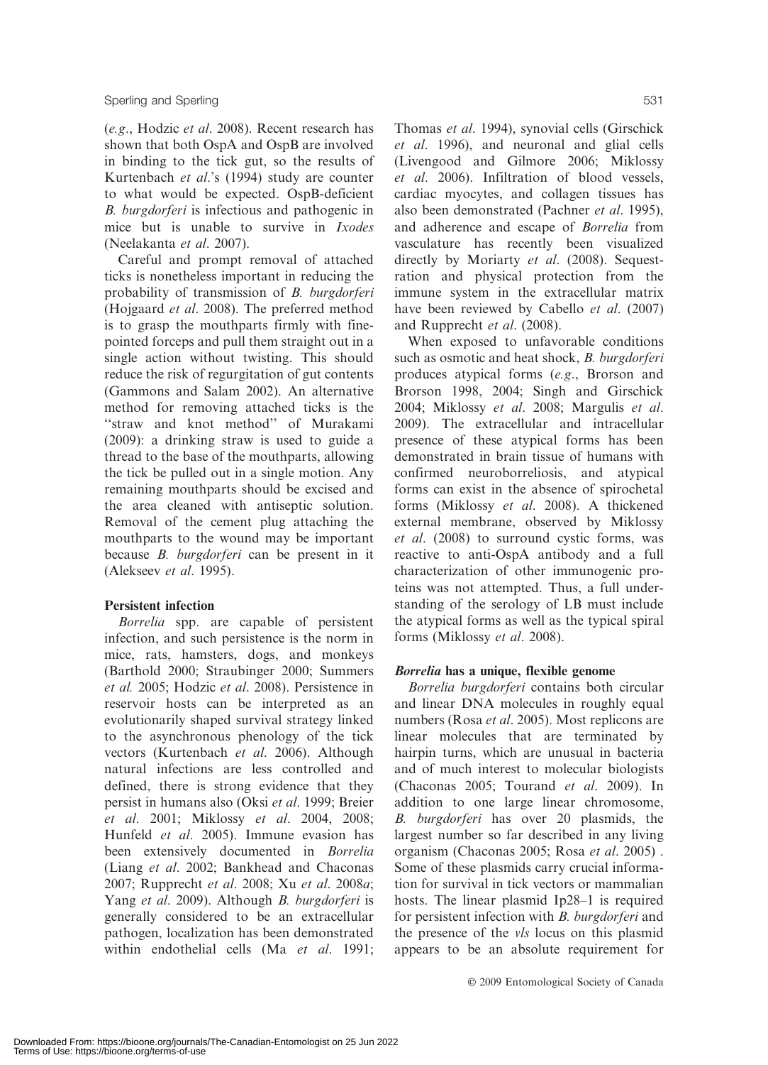(*e.g.*, Hodzic *et al*. 2008). Recent research has shown that both OspA and OspB are involved in binding to the tick gut, so the results of Kurtenbach *et al*.'s (1994) study are counter to what would be expected. OspB-deficient *B. burgdorferi* is infectious and pathogenic in mice but is unable to survive in *Ixodes* (Neelakanta *et al*. 2007).

Careful and prompt removal of attached ticks is nonetheless important in reducing the probability of transmission of *B. burgdorferi* (Hojgaard *et al*. 2008). The preferred method is to grasp the mouthparts firmly with fine-pointed forceps and pull them straight out in a single action without twisting. This should reduce the risk of regurgitation of gut contents (Gammons and Salam 2002). An alternative method for removing attached ticks is the "straw and knot method" of Murakami (2009): a drinking straw is used to guide a thread to the base of the mouthparts, allowing the tick be pulled out in a single motion. Any remaining mouthparts should be excised and the area cleaned with antiseptic solution. Removal of the cement plug attaching the mouthparts to the wound may be important because *B. burgdorferi* can be present in it (Alekseev *et al*. 1995).

### Persistent infection

*Borrelia* spp. are capable of persistent infection, and such persistence is the norm in mice, rats, hamsters, dogs, and monkeys (Barthold 2000; Straubinger 2000; Summers *et al.* 2005; Hodzic *et al*. 2008). Persistence in reservoir hosts can be interpreted as an evolutionarily shaped survival strategy linked to the asynchronous phenology of the tick vectors (Kurtenbach *et al.* 2006). Although natural infections are less controlled and defined, there is strong evidence that they persist in humans also (Oksi *et al*. 1999; Breier *et al*. 2001; Miklossy *et al*. 2004, 2008; Hunfeld *et al*. 2005). Immune evasion has been extensively documented in *Borrelia* (Liang *et al*. 2002; Bankhead and Chaconas 2007; Rupprecht *et al*. 2008; Xu *et al*. 2008*a*; Yang *et al*. 2009). Although *B. burgdorferi* is generally considered to be an extracellular pathogen, localization has been demonstrated within endothelial cells (Ma *et al*. 1991; Thomas *et al*. 1994), synovial cells (Girschick *et al*. 1996), and neuronal and glial cells (Livengood and Gilmore 2006; Miklossy *et al*. 2006). Infiltration of blood vessels, cardiac myocytes, and collagen tissues has also been demonstrated (Pachner *et al*. 1995), and adherence and escape of *Borrelia* from vasculature has recently been visualized directly by Moriarty *et al*. (2008). Sequestration and physical protection from the immune system in the extracellular matrix have been reviewed by Cabello *et al*. (2007) and Rupprecht *et al*. (2008).

When exposed to unfavorable conditions such as osmotic and heat shock, *B. burgdorferi* produces atypical forms (*e.g*., Brorson and Brorson 1998, 2004; Singh and Girschick 2004; Miklossy *et al*. 2008; Margulis *et al*. 2009). The extracellular and intracellular presence of these atypical forms has been demonstrated in brain tissue of humans with confirmed neuroborreliosis, and atypical forms can exist in the absence of spirochetal forms (Miklossy *et al*. 2008). A thickened external membrane, observed by Miklossy *et al*. (2008) to surround cystic forms, was reactive to anti-OspA antibody and a full characterization of other immunogenic proteins was not attempted. Thus, a full understanding of the serology of LB must include the atypical forms as well as the typical spiral forms (Miklossy *et al*. 2008).

### *Borrelia* has a unique, flexible genome

*Borrelia burgdorferi* contains both circular and linear DNA molecules in roughly equal numbers (Rosa *et al*. 2005). Most replicons are linear molecules that are terminated by hairpin turns, which are unusual in bacteria and of much interest to molecular biologists (Chaconas 2005; Tourand *et al*. 2009). In addition to one large linear chromosome, *B. burgdorferi* has over 20 plasmids, the largest number so far described in any living organism (Chaconas 2005; Rosa *et al*. 2005) . Some of these plasmids carry crucial information for survival in tick vectors or mammalian hosts. The linear plasmid Ip28–1 is required for persistent infection with *B. burgdorferi* and the presence of the *vls* locus on this plasmid appears to be an absolute requirement for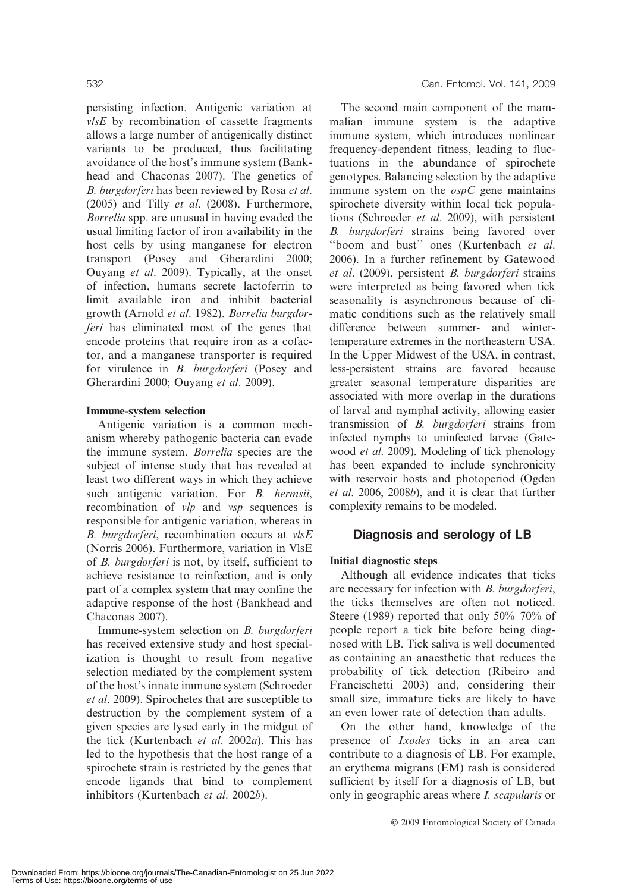persisting infection. Antigenic variation at *vlsE* by recombination of cassette fragments allows a large number of antigenically distinct variants to be produced, thus facilitating avoidance of the host's immune system (Bankhead and Chaconas 2007). The genetics of *B. burgdorferi* has been reviewed by Rosa *et al.* (2005) and Tilly *et al.* (2008). Furthermore, *Borrelia* spp. are unusual in having evaded the usual limiting factor of iron availability in the host cells by using manganese for electron transport (Posey and Gherardini 2000; Ouyang *et al.* 2009). Typically, at the onset of infection, humans secrete lactoferrin to limit available iron and inhibit bacterial growth (Arnold *et al.* 1982). *Borrelia burgdorferi* has eliminated most of the genes that encode proteins that require iron as a cofactor, and a manganese transporter is required for virulence in *B. burgdorferi* (Posey and Gherardini 2000; Ouyang *et al.* 2009).

### Immune-system selection

Antigenic variation is a common mechanism whereby pathogenic bacteria can evade the immune system. *Borrelia* species are the subject of intense study that has revealed at least two different ways in which they achieve such antigenic variation. For *B. hermsii*, recombination of *vlp* and *vsp* sequences is responsible for antigenic variation, whereas in *B. burgdorferi*, recombination occurs at *vlsE* (Norris 2006). Furthermore, variation in VlsE of *B. burgdorferi* is not, by itself, sufficient to achieve resistance to reinfection, and is only part of a complex system that may confine the adaptive response of the host (Bankhead and Chaconas 2007).

Immune-system selection on *B. burgdorferi* has received extensive study and host specialization is thought to result from negative selection mediated by the complement system of the host's innate immune system (Schroeder *et al.* 2009). Spirochetes that are susceptible to destruction by the complement system of a given species are lysed early in the midgut of the tick (Kurtenbach *et al.* 2002*a*). This has led to the hypothesis that the host range of a spirochete strain is restricted by the genes that encode ligands that bind to complement inhibitors (Kurtenbach *et al.* 2002*b*).

The second main component of the mammalian immune system is the adaptive immune system, which introduces nonlinear frequency-dependent fitness, leading to fluctuations in the abundance of spirochete genotypes. Balancing selection by the adaptive immune system on the *ospC* gene maintains spirochete diversity within local tick populations (Schroeder *et al.* 2009), with persistent *B. burgdorferi* strains being favored over "boom and bust" ones (Kurtenbach *et al.* 2006). In a further refinement by Gatewood *et al.* (2009), persistent *B. burgdorferi* strains were interpreted as being favored when tick seasonality is asynchronous because of climatic conditions such as the relatively small difference between summer- and winter-temperature extremes in the northeastern USA. In the Upper Midwest of the USA, in contrast, less-persistent strains are favored because greater seasonal temperature disparities are associated with more overlap in the durations of larval and nymphal activity, allowing easier transmission of *B. burgdorferi* strains from infected nymphs to uninfected larvae (Gatewood *et al.* 2009). Modeling of tick phenology has been expanded to include synchronicity with reservoir hosts and photoperiod (Ogden *et al.* 2006, 2008*b*), and it is clear that further complexity remains to be modeled.

## Diagnosis and serology of LB

### Initial diagnostic steps

Although all evidence indicates that ticks are necessary for infection with *B. burgdorferi*, the ticks themselves are often not noticed. Steere (1989) reported that only 50%–70% of people report a tick bite before being diagnosed with LB. Tick saliva is well documented as containing an anaesthetic that reduces the probability of tick detection (Ribeiro and Francischetti 2003) and, considering their small size, immature ticks are likely to have an even lower rate of detection than adults.

On the other hand, knowledge of the presence of *Ixodes* ticks in an area can contribute to a diagnosis of LB. For example, an erythema migrans (EM) rash is considered sufficient by itself for a diagnosis of LB, but only in geographic areas where *I. scapularis* or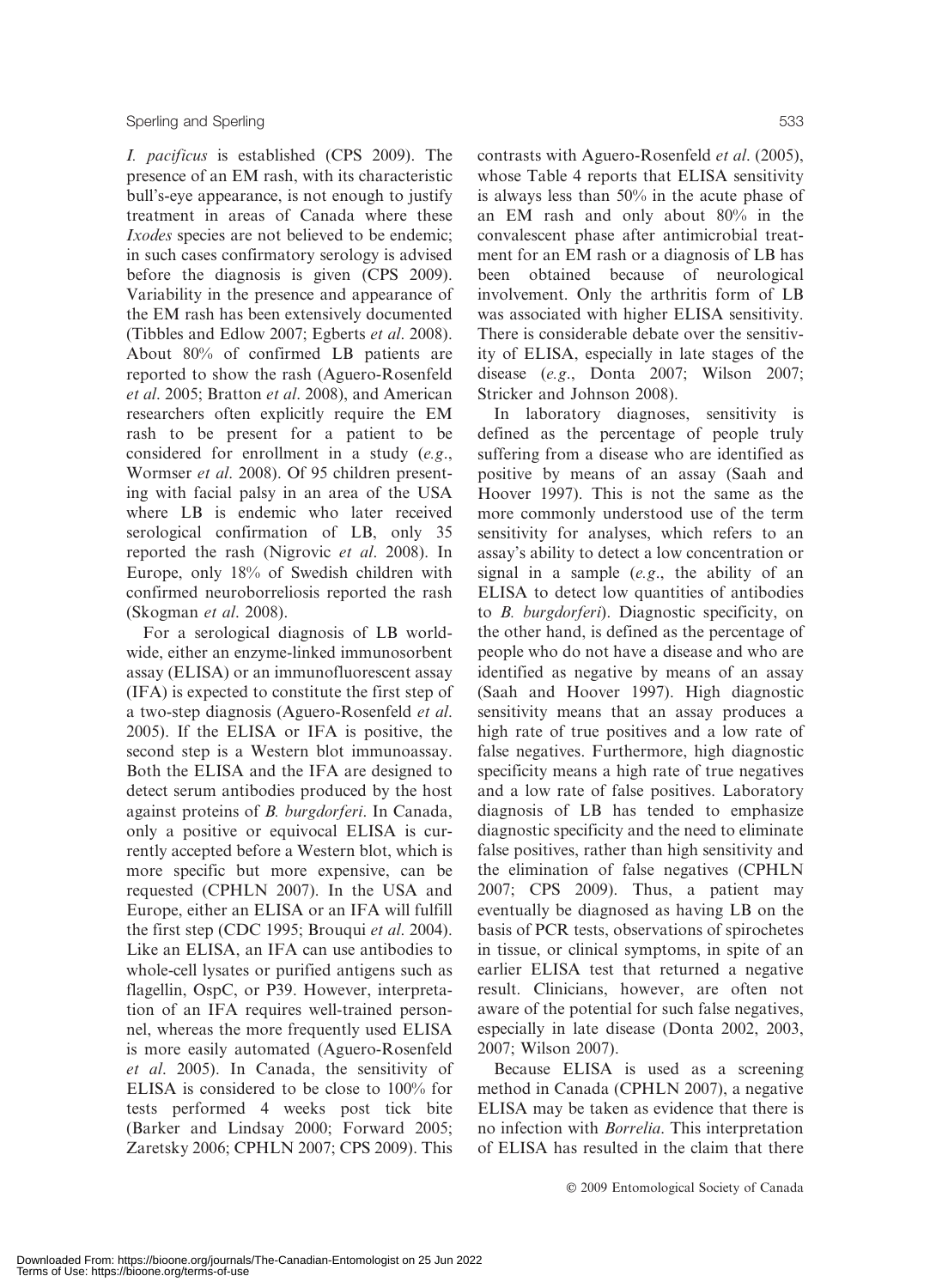*I. pacificus* is established (CPS 2009). The presence of an EM rash, with its characteristic bull's-eye appearance, is not enough to justify treatment in areas of Canada where these *Ixodes* species are not believed to be endemic; in such cases confirmatory serology is advised before the diagnosis is given (CPS 2009). Variability in the presence and appearance of the EM rash has been extensively documented (Tibbles and Edlow 2007; Egberts *et al*. 2008). About 80% of confirmed LB patients are reported to show the rash (Aguero-Rosenfeld *et al*. 2005; Bratton *et al*. 2008), and American researchers often explicitly require the EM rash to be present for a patient to be considered for enrollment in a study (*e.g.*, Wormser *et al*. 2008). Of 95 children presenting with facial palsy in an area of the USA where LB is endemic who later received serological confirmation of LB, only 35 reported the rash (Nigrovic *et al*. 2008). In Europe, only 18% of Swedish children with confirmed neuroborreliosis reported the rash (Skogman *et al*. 2008).

For a serological diagnosis of LB worldwide, either an enzyme-linked immunosorbent assay (ELISA) or an immunofluorescent assay (IFA) is expected to constitute the first step of a two-step diagnosis (Aguero-Rosenfeld *et al*. 2005). If the ELISA or IFA is positive, the second step is a Western blot immunoassay. Both the ELISA and the IFA are designed to detect serum antibodies produced by the host against proteins of *B. burgdorferi*. In Canada, only a positive or equivocal ELISA is currently accepted before a Western blot, which is more specific but more expensive, can be requested (CPHLN 2007). In the USA and Europe, either an ELISA or an IFA will fulfill the first step (CDC 1995; Brouqui *et al*. 2004). Like an ELISA, an IFA can use antibodies to whole-cell lysates or purified antigens such as flagellin, OspC, or P39. However, interpretation of an IFA requires well-trained personnel, whereas the more frequently used ELISA is more easily automated (Aguero-Rosenfeld *et al*. 2005). In Canada, the sensitivity of ELISA is considered to be close to 100% for tests performed 4 weeks post tick bite (Barker and Lindsay 2000; Forward 2005; Zaretsky 2006; CPHLN 2007; CPS 2009). This contrasts with Aguero-Rosenfeld *et al*. (2005), whose Table 4 reports that ELISA sensitivity is always less than 50% in the acute phase of an EM rash and only about 80% in the convalescent phase after antimicrobial treatment for an EM rash or a diagnosis of LB has been obtained because of neurological involvement. Only the arthritis form of LB was associated with higher ELISA sensitivity. There is considerable debate over the sensitivity of ELISA, especially in late stages of the disease (*e.g.*, Donta 2007; Wilson 2007; Stricker and Johnson 2008).

In laboratory diagnoses, sensitivity is defined as the percentage of people truly suffering from a disease who are identified as positive by means of an assay (Saah and Hoover 1997). This is not the same as the more commonly understood use of the term sensitivity for analyses, which refers to an assay's ability to detect a low concentration or signal in a sample (*e.g.*, the ability of an ELISA to detect low quantities of antibodies to *B. burgdorferi*). Diagnostic specificity, on the other hand, is defined as the percentage of people who do not have a disease and who are identified as negative by means of an assay (Saah and Hoover 1997). High diagnostic sensitivity means that an assay produces a high rate of true positives and a low rate of false negatives. Furthermore, high diagnostic specificity means a high rate of true negatives and a low rate of false positives. Laboratory diagnosis of LB has tended to emphasize diagnostic specificity and the need to eliminate false positives, rather than high sensitivity and the elimination of false negatives (CPHLN 2007; CPS 2009). Thus, a patient may eventually be diagnosed as having LB on the basis of PCR tests, observations of spirochetes in tissue, or clinical symptoms, in spite of an earlier ELISA test that returned a negative result. Clinicians, however, are often not aware of the potential for such false negatives, especially in late disease (Donta 2002, 2003, 2007; Wilson 2007).

Because ELISA is used as a screening method in Canada (CPHLN 2007), a negative ELISA may be taken as evidence that there is no infection with *Borrelia*. This interpretation of ELISA has resulted in the claim that there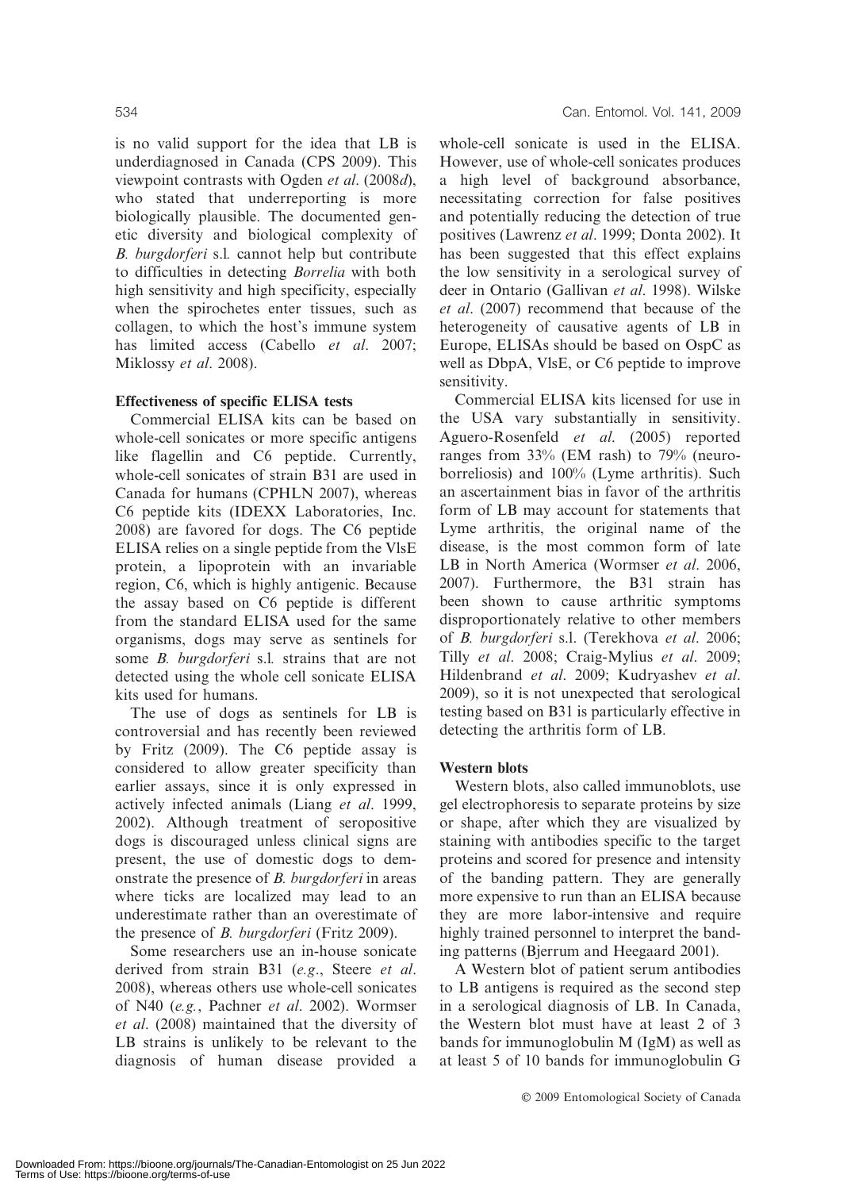is no valid support for the idea that LB is underdiagnosed in Canada (CPS 2009). This viewpoint contrasts with Ogden *et al*. (2008*d*), who stated that underreporting is more biologically plausible. The documented genetic diversity and biological complexity of *B. burgdorferi* s.l. cannot help but contribute to difficulties in detecting *Borrelia* with both high sensitivity and high specificity, especially when the spirochetes enter tissues, such as collagen, to which the host's immune system has limited access (Cabello *et al*. 2007; Miklossy *et al*. 2008).

### Effectiveness of specific ELISA tests

Commercial ELISA kits can be based on whole-cell sonicates or more specific antigens like flagellin and C6 peptide. Currently, whole-cell sonicates of strain B31 are used in Canada for humans (CPHLN 2007), whereas C6 peptide kits (IDEXX Laboratories, Inc. 2008) are favored for dogs. The C6 peptide ELISA relies on a single peptide from the VlsE protein, a lipoprotein with an invariable region, C6, which is highly antigenic. Because the assay based on C6 peptide is different from the standard ELISA used for the same organisms, dogs may serve as sentinels for some *B. burgdorferi* s.l. strains that are not detected using the whole cell sonicate ELISA kits used for humans.

The use of dogs as sentinels for LB is controversial and has recently been reviewed by Fritz (2009). The C6 peptide assay is considered to allow greater specificity than earlier assays, since it is only expressed in actively infected animals (Liang *et al*. 1999, 2002). Although treatment of seropositive dogs is discouraged unless clinical signs are present, the use of domestic dogs to demonstrate the presence of *B. burgdorferi* in areas where ticks are localized may lead to an underestimate rather than an overestimate of the presence of *B. burgdorferi* (Fritz 2009).

Some researchers use an in-house sonicate derived from strain B31 (*e.g*., Steere *et al*. 2008), whereas others use whole-cell sonicates of N40 (*e.g.*, Pachner *et al*. 2002). Wormser *et al*. (2008) maintained that the diversity of LB strains is unlikely to be relevant to the diagnosis of human disease provided a whole-cell sonicate is used in the ELISA. However, use of whole-cell sonicates produces a high level of background absorbance, necessitating correction for false positives and potentially reducing the detection of true positives (Lawrenz *et al*. 1999; Donta 2002). It has been suggested that this effect explains the low sensitivity in a serological survey of deer in Ontario (Gallivan *et al*. 1998). Wilske *et al*. (2007) recommend that because of the heterogeneity of causative agents of LB in Europe, ELISAs should be based on OspC as well as DbpA, VlsE, or C6 peptide to improve sensitivity.

Commercial ELISA kits licensed for use in the USA vary substantially in sensitivity. Aguero-Rosenfeld *et al*. (2005) reported ranges from 33% (EM rash) to 79% (neuroborreliosis) and 100% (Lyme arthritis). Such an ascertainment bias in favor of the arthritis form of LB may account for statements that Lyme arthritis, the original name of the disease, is the most common form of late LB in North America (Wormser *et al*. 2006, 2007). Furthermore, the B31 strain has been shown to cause arthritic symptoms disproportionately relative to other members of *B. burgdorferi* s.l. (Terekhova *et al*. 2006; Tilly *et al*. 2008; Craig-Mylius *et al*. 2009; Hildenbrand *et al*. 2009; Kudryashev *et al*. 2009), so it is not unexpected that serological testing based on B31 is particularly effective in detecting the arthritis form of LB.

### Western blots

Western blots, also called immunoblots, use gel electrophoresis to separate proteins by size or shape, after which they are visualized by staining with antibodies specific to the target proteins and scored for presence and intensity of the banding pattern. They are generally more expensive to run than an ELISA because they are more labor-intensive and require highly trained personnel to interpret the banding patterns (Bjerrum and Heegaard 2001).

A Western blot of patient serum antibodies to LB antigens is required as the second step in a serological diagnosis of LB. In Canada, the Western blot must have at least 2 of 3 bands for immunoglobulin M (IgM) as well as at least 5 of 10 bands for immunoglobulin G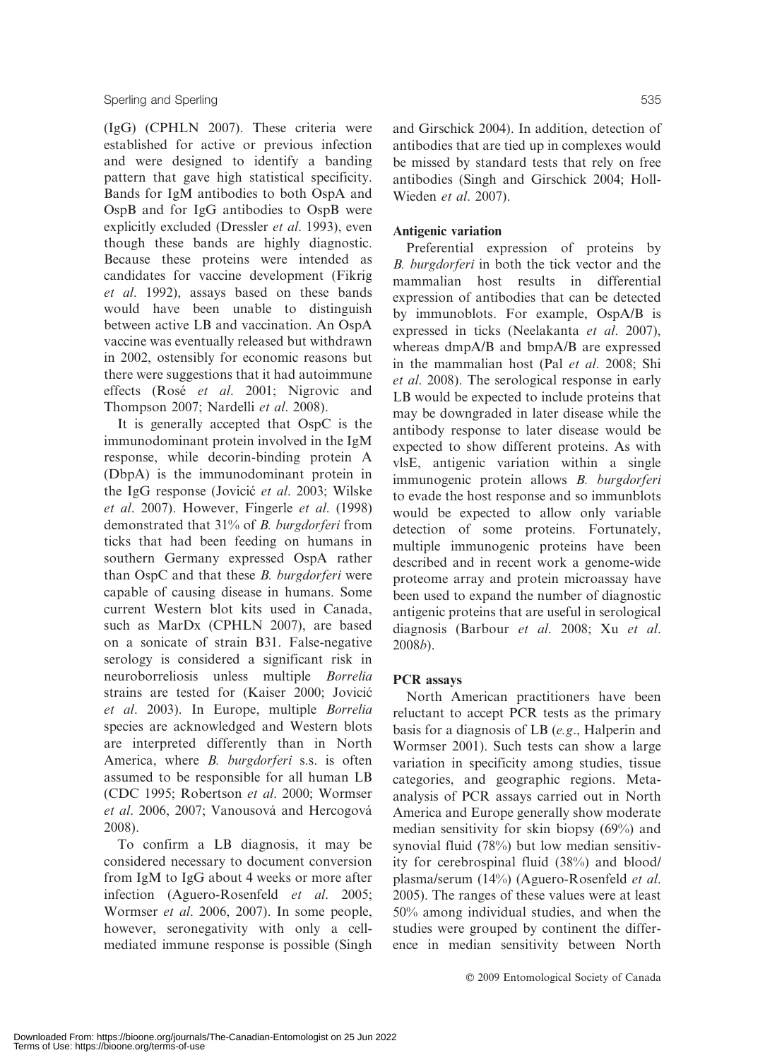(IgG) (CPHLN 2007). These criteria were established for active or previous infection and were designed to identify a banding pattern that gave high statistical specificity. Bands for IgM antibodies to both OspA and OspB and for IgG antibodies to OspB were explicitly excluded (Dressler *et al*. 1993), even though these bands are highly diagnostic. Because these proteins were intended as candidates for vaccine development (Fikrig *et al*. 1992), assays based on these bands would have been unable to distinguish between active LB and vaccination. An OspA vaccine was eventually released but withdrawn in 2002, ostensibly for economic reasons but there were suggestions that it had autoimmune effects (Rosé *et al*. 2001; Nigrovic and Thompson 2007; Nardelli *et al*. 2008).

It is generally accepted that OspC is the immunodominant protein involved in the IgM response, while decorin-binding protein A (DbpA) is the immunodominant protein in the IgG response (Jovicić *et al*. 2003; Wilske *et al*. 2007). However, Fingerle *et al*. (1998) demonstrated that 31% of *B. burgdorferi* from ticks that had been feeding on humans in southern Germany expressed OspA rather than OspC and that these *B. burgdorferi* were capable of causing disease in humans. Some current Western blot kits used in Canada, such as MarDx (CPHLN 2007), are based on a sonicate of strain B31. False-negative serology is considered a significant risk in neuroborreliosis unless multiple *Borrelia* strains are tested for (Kaiser 2000; Jovicić *et al*. 2003). In Europe, multiple *Borrelia* species are acknowledged and Western blots are interpreted differently than in North America, where *B. burgdorferi* s.s. is often assumed to be responsible for all human LB (CDC 1995; Robertson *et al*. 2000; Wormser *et al*. 2006, 2007; Vanousová and Hercogová 2008).

To confirm a LB diagnosis, it may be considered necessary to document conversion from IgM to IgG about 4 weeks or more after infection (Aguero-Rosenfeld *et al*. 2005; Wormser *et al*. 2006, 2007). In some people, however, seronegativity with only a cell-mediated immune response is possible (Singh and Girschick 2004). In addition, detection of antibodies that are tied up in complexes would be missed by standard tests that rely on free antibodies (Singh and Girschick 2004; Holl-Wieden *et al*. 2007).

#### Antigenic variation

Preferential expression of proteins by *B. burgdorferi* in both the tick vector and the mammalian host results in differential expression of antibodies that can be detected by immunoblots. For example, OspA/B is expressed in ticks (Neelakanta *et al*. 2007), whereas dmpA/B and bmpA/B are expressed in the mammalian host (Pal *et al*. 2008; Shi *et al*. 2008). The serological response in early LB would be expected to include proteins that may be downgraded in later disease while the antibody response to later disease would be expected to show different proteins. As with vlsE, antigenic variation within a single immunogenic protein allows *B. burgdorferi* to evade the host response and so immunblots would be expected to allow only variable detection of some proteins. Fortunately, multiple immunogenic proteins have been described and in recent work a genome-wide proteome array and protein microassay have been used to expand the number of diagnostic antigenic proteins that are useful in serological diagnosis (Barbour *et al*. 2008; Xu *et al*. 2008*b*).

#### PCR assays

North American practitioners have been reluctant to accept PCR tests as the primary basis for a diagnosis of LB (*e.g*., Halperin and Wormser 2001). Such tests can show a large variation in specificity among studies, tissue categories, and geographic regions. Meta-analysis of PCR assays carried out in North America and Europe generally show moderate median sensitivity for skin biopsy (69%) and synovial fluid (78%) but low median sensitivity for cerebrospinal fluid (38%) and blood/plasma/serum (14%) (Aguero-Rosenfeld *et al*. 2005). The ranges of these values were at least 50% among individual studies, and when the studies were grouped by continent the difference in median sensitivity between North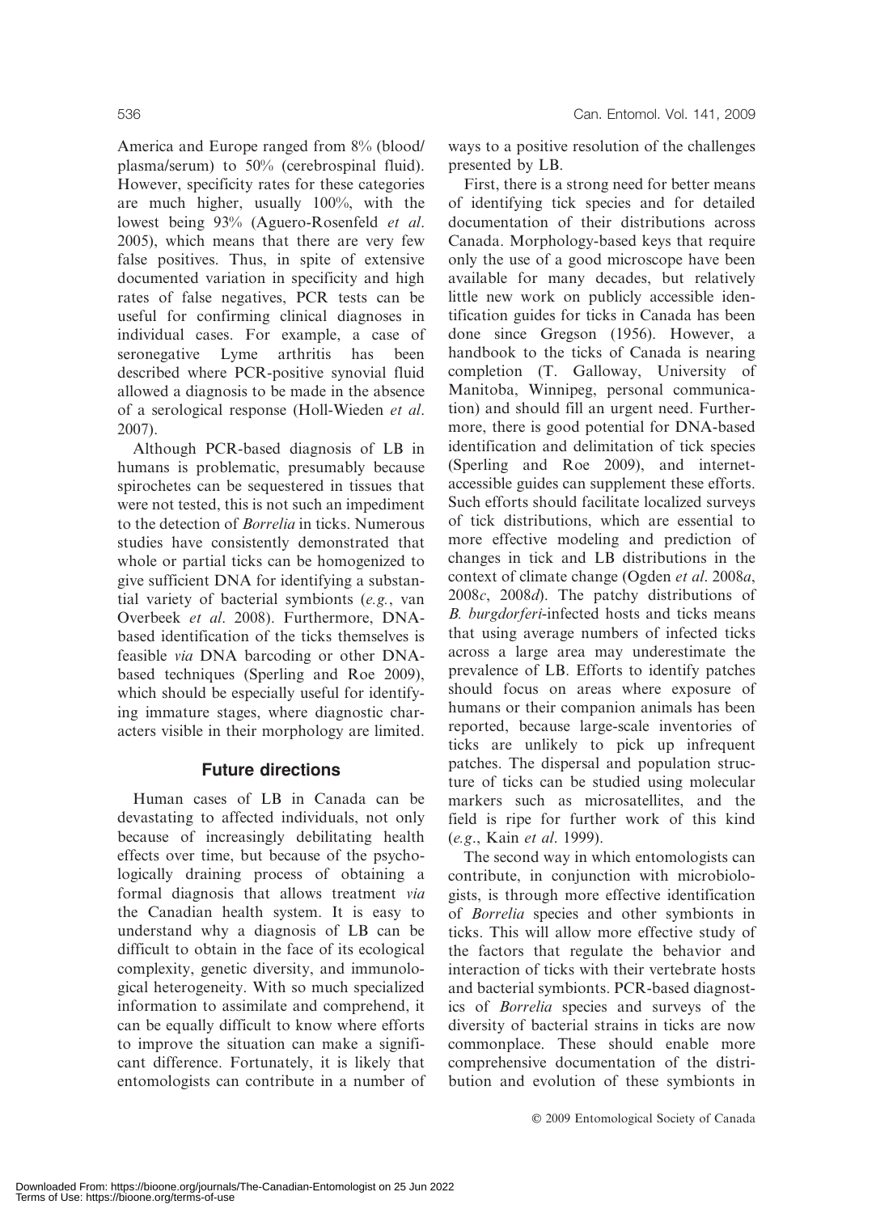America and Europe ranged from 8% (blood/plasma/serum) to 50% (cerebrospinal fluid). However, specificity rates for these categories are much higher, usually 100%, with the lowest being 93% (Aguero-Rosenfeld *et al*. 2005), which means that there are very few false positives. Thus, in spite of extensive documented variation in specificity and high rates of false negatives, PCR tests can be useful for confirming clinical diagnoses in individual cases. For example, a case of seronegative Lyme arthritis has been described where PCR-positive synovial fluid allowed a diagnosis to be made in the absence of a serological response (Holl-Wieden *et al*. 2007).

Although PCR-based diagnosis of LB in humans is problematic, presumably because spirochetes can be sequestered in tissues that were not tested, this is not such an impediment to the detection of *Borrelia* in ticks. Numerous studies have consistently demonstrated that whole or partial ticks can be homogenized to give sufficient DNA for identifying a substantial variety of bacterial symbionts (*e.g.*, van Overbeek *et al*. 2008). Furthermore, DNA-based identification of the ticks themselves is feasible *via* DNA barcoding or other DNA-based techniques (Sperling and Roe 2009), which should be especially useful for identifying immature stages, where diagnostic characters visible in their morphology are limited.

## Future directions

Human cases of LB in Canada can be devastating to affected individuals, not only because of increasingly debilitating health effects over time, but because of the psychologically draining process of obtaining a formal diagnosis that allows treatment *via* the Canadian health system. It is easy to understand why a diagnosis of LB can be difficult to obtain in the face of its ecological complexity, genetic diversity, and immunological heterogeneity. With so much specialized information to assimilate and comprehend, it can be equally difficult to know where efforts to improve the situation can make a significant difference. Fortunately, it is likely that entomologists can contribute in a number of ways to a positive resolution of the challenges presented by LB.

First, there is a strong need for better means of identifying tick species and for detailed documentation of their distributions across Canada. Morphology-based keys that require only the use of a good microscope have been available for many decades, but relatively little new work on publicly accessible identification guides for ticks in Canada has been done since Gregson (1956). However, a handbook to the ticks of Canada is nearing completion (T. Galloway, University of Manitoba, Winnipeg, personal communication) and should fill an urgent need. Furthermore, there is good potential for DNA-based identification and delimitation of tick species (Sperling and Roe 2009), and internet-accessible guides can supplement these efforts. Such efforts should facilitate localized surveys of tick distributions, which are essential to more effective modeling and prediction of changes in tick and LB distributions in the context of climate change (Ogden *et al*. 2008*a*, 2008*c*, 2008*d*). The patchy distributions of *B. burgdorferi*-infected hosts and ticks means that using average numbers of infected ticks across a large area may underestimate the prevalence of LB. Efforts to identify patches should focus on areas where exposure of humans or their companion animals has been reported, because large-scale inventories of ticks are unlikely to pick up infrequent patches. The dispersal and population structure of ticks can be studied using molecular markers such as microsatellites, and the field is ripe for further work of this kind (*e.g*., Kain *et al*. 1999).

The second way in which entomologists can contribute, in conjunction with microbiologists, is through more effective identification of *Borrelia* species and other symbionts in ticks. This will allow more effective study of the factors that regulate the behavior and interaction of ticks with their vertebrate hosts and bacterial symbionts. PCR-based diagnostics of *Borrelia* species and surveys of the diversity of bacterial strains in ticks are now commonplace. These should enable more comprehensive documentation of the distribution and evolution of these symbionts in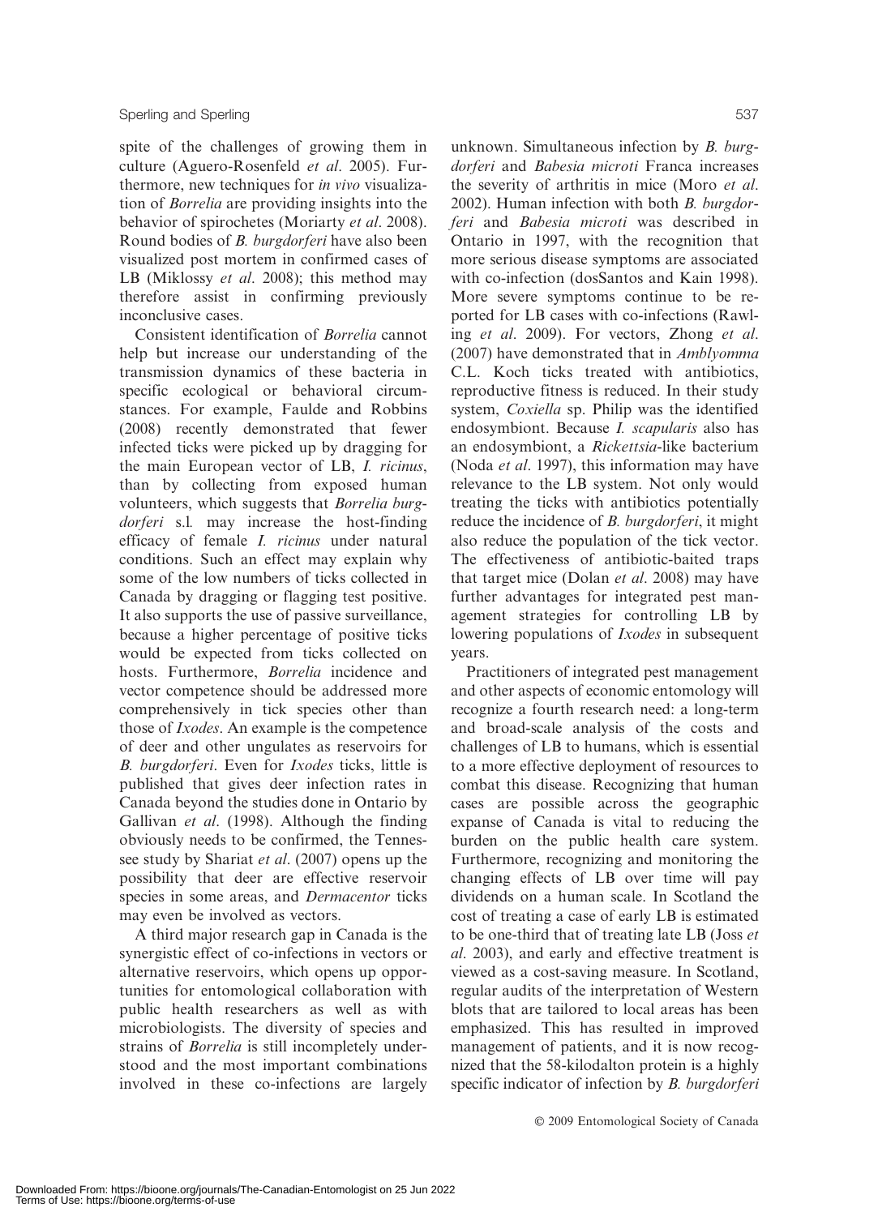spite of the challenges of growing them in culture (Aguero-Rosenfeld *et al*. 2005). Furthermore, new techniques for *in vivo* visualization of *Borrelia* are providing insights into the behavior of spirochetes (Moriarty *et al*. 2008). Round bodies of *B. burgdorferi* have also been visualized post mortem in confirmed cases of LB (Miklossy *et al*. 2008); this method may therefore assist in confirming previously inconclusive cases.

Consistent identification of *Borrelia* cannot help but increase our understanding of the transmission dynamics of these bacteria in specific ecological or behavioral circumstances. For example, Faulde and Robbins (2008) recently demonstrated that fewer infected ticks were picked up by dragging for the main European vector of LB, *I. ricinus*, than by collecting from exposed human volunteers, which suggests that *Borrelia burgdorferi* s.l. may increase the host-finding efficacy of female *I. ricinus* under natural conditions. Such an effect may explain why some of the low numbers of ticks collected in Canada by dragging or flagging test positive. It also supports the use of passive surveillance, because a higher percentage of positive ticks would be expected from ticks collected on hosts. Furthermore, *Borrelia* incidence and vector competence should be addressed more comprehensively in tick species other than those of *Ixodes*. An example is the competence of deer and other ungulates as reservoirs for *B. burgdorferi*. Even for *Ixodes* ticks, little is published that gives deer infection rates in Canada beyond the studies done in Ontario by Gallivan *et al*. (1998). Although the finding obviously needs to be confirmed, the Tennessee study by Shariat *et al*. (2007) opens up the possibility that deer are effective reservoir species in some areas, and *Dermacentor* ticks may even be involved as vectors.

A third major research gap in Canada is the synergistic effect of co-infections in vectors or alternative reservoirs, which opens up opportunities for entomological collaboration with public health researchers as well as with microbiologists. The diversity of species and strains of *Borrelia* is still incompletely understood and the most important combinations involved in these co-infections are largely unknown. Simultaneous infection by *B. burgdorferi* and *Babesia microti* Franca increases the severity of arthritis in mice (Moro *et al*. 2002). Human infection with both *B. burgdorferi* and *Babesia microti* was described in Ontario in 1997, with the recognition that more serious disease symptoms are associated with co-infection (dosSantos and Kain 1998). More severe symptoms continue to be reported for LB cases with co-infections (Rawling *et al*. 2009). For vectors, Zhong *et al*. (2007) have demonstrated that in *Amblyomma* C.L. Koch ticks treated with antibiotics, reproductive fitness is reduced. In their study system, *Coxiella* sp. Philip was the identified endosymbiont. Because *I. scapularis* also has an endosymbiont, a *Rickettsia*-like bacterium (Noda *et al*. 1997), this information may have relevance to the LB system. Not only would treating the ticks with antibiotics potentially reduce the incidence of *B. burgdorferi*, it might also reduce the population of the tick vector. The effectiveness of antibiotic-baited traps that target mice (Dolan *et al*. 2008) may have further advantages for integrated pest management strategies for controlling LB by lowering populations of *Ixodes* in subsequent years.

Practitioners of integrated pest management and other aspects of economic entomology will recognize a fourth research need: a long-term and broad-scale analysis of the costs and challenges of LB to humans, which is essential to a more effective deployment of resources to combat this disease. Recognizing that human cases are possible across the geographic expanse of Canada is vital to reducing the burden on the public health care system. Furthermore, recognizing and monitoring the changing effects of LB over time will pay dividends on a human scale. In Scotland the cost of treating a case of early LB is estimated to be one-third that of treating late LB (Joss *et al*. 2003), and early and effective treatment is viewed as a cost-saving measure. In Scotland, regular audits of the interpretation of Western blots that are tailored to local areas has been emphasized. This has resulted in improved management of patients, and it is now recognized that the 58-kilodalton protein is a highly specific indicator of infection by *B. burgdorferi*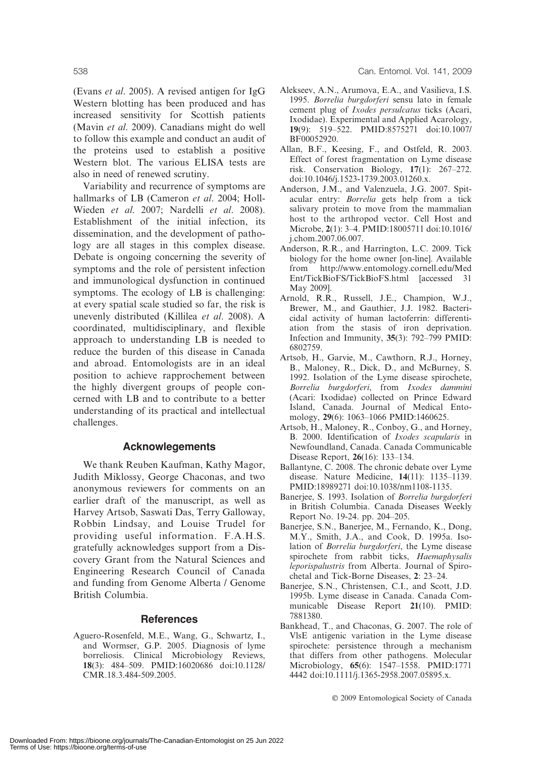(Evans *et al*. 2005). A revised antigen for IgG Western blotting has been produced and has increased sensitivity for Scottish patients (Mavin *et al*. 2009). Canadians might do well to follow this example and conduct an audit of the proteins used to establish a positive Western blot. The various ELISA tests are also in need of renewed scrutiny.

Variability and recurrence of symptoms are hallmarks of LB (Cameron *et al*. 2004; Holl-Wieden *et al*. 2007; Nardelli *et al*. 2008). Establishment of the initial infection, its dissemination, and the development of pathology are all stages in this complex disease. Debate is ongoing concerning the severity of symptoms and the role of persistent infection and immunological dysfunction in continued symptoms. The ecology of LB is challenging: at every spatial scale studied so far, the risk is unevenly distributed (Killilea *et al*. 2008). A coordinated, multidisciplinary, and flexible approach to understanding LB is needed to reduce the burden of this disease in Canada and abroad. Entomologists are in an ideal position to achieve rapprochement between the highly divergent groups of people concerned with LB and to contribute to a better understanding of its practical and intellectual challenges.

## Acknowlegements

We thank Reuben Kaufman, Kathy Magor, Judith Miklossy, George Chaconas, and two anonymous reviewers for comments on an earlier draft of the manuscript, as well as Harvey Artsob, Saswati Das, Terry Galloway, Robbin Lindsay, and Louise Trudel for providing useful information. F.A.H.S. gratefully acknowledges support from a Discovery Grant from the Natural Sciences and Engineering Research Council of Canada and funding from Genome Alberta / Genome British Columbia.

## References

Aguero-Rosenfeld, M.E., Wang, G., Schwartz, I., and Wormser, G.P. 2005. Diagnosis of lyme borreliosis. Clinical Microbiology Reviews, **18**(3): 484–509. PMID:16020686 doi:10.1128/CMR.18.3.484-509.2005.

Alekseev, A.N., Arumova, E.A., and Vasilieva, I.S. 1995. *Borrelia burgdorferi* sensu lato in female cement plug of *Ixodes persulcatus* ticks (Acari, Ixodidae). Experimental and Applied Acarology, **19**(9): 519–522. PMID:8575271 doi:10.1007/BF00052920.

Allan, B.F., Keesing, F., and Ostfeld, R. 2003. Effect of forest fragmentation on Lyme disease risk. Conservation Biology, **17**(1): 267–272. doi:10.1046/j.1523-1739.2003.01260.x.

Anderson, J.M., and Valenzuela, J.G. 2007. Spitacular entry: *Borrelia* gets help from a tick salivary protein to move from the mammalian host to the arthropod vector. Cell Host and Microbe, **2**(1): 3–4. PMID:18005711 doi:10.1016/j.chom.2007.06.007.

Anderson, R.R., and Harrington, L.C. 2009. Tick biology for the home owner [on-line]. Available from http://www.entomology.cornell.edu/MedEnt/TickBioFS/TickBioFS.html [accessed 31 May 2009].

Arnold, R.R., Russell, J.E., Champion, W.J., Brewer, M., and Gauthier, J.J. 1982. Bactericidal activity of human lactoferrin: differentiation from the stasis of iron deprivation. Infection and Immunity, **35**(3): 792–799 PMID:6802759.

Artsob, H., Garvie, M., Cawthorn, R.J., Horney, B., Maloney, R., Dick, D., and McBurney, S. 1992. Isolation of the Lyme disease spirochete, *Borrelia burgdorferi*, from *Ixodes dammini* (Acari: Ixodidae) collected on Prince Edward Island, Canada. Journal of Medical Entomology, **29**(6): 1063–1066 PMID:1460625.

Artsob, H., Maloney, R., Conboy, G., and Horney, B. 2000. Identification of *Ixodes scapularis* in Newfoundland, Canada. Canada Communicable Disease Report, **26**(16): 133–134.

Ballantyne, C. 2008. The chronic debate over Lyme disease. Nature Medicine, **14**(11): 1135–1139. PMID:18989271 doi:10.1038/nm1108-1135.

Banerjee, S. 1993. Isolation of *Borrelia burgdorferi* in British Columbia. Canada Diseases Weekly Report No. 19-24. pp. 204–205.

Banerjee, S.N., Banerjee, M., Fernando, K., Dong, M.Y., Smith, J.A., and Cook, D. 1995a. Isolation of *Borrelia burgdorferi*, the Lyme disease spirochete from rabbit ticks, *Haemaphysalis leporispalustris* from Alberta. Journal of Spirochetal and Tick-Borne Diseases, **2**: 23–24.

Banerjee, S.N., Christensen, C.I., and Scott, J.D. 1995b. Lyme disease in Canada. Canada Communicable Disease Report **21**(10). PMID:7881380.

Bankhead, T., and Chaconas, G. 2007. The role of VlsE antigenic variation in the Lyme disease spirochete: persistence through a mechanism that differs from other pathogens. Molecular Microbiology, **65**(6): 1547–1558. PMID:17714442 doi:10.1111/j.1365-2958.2007.05895.x.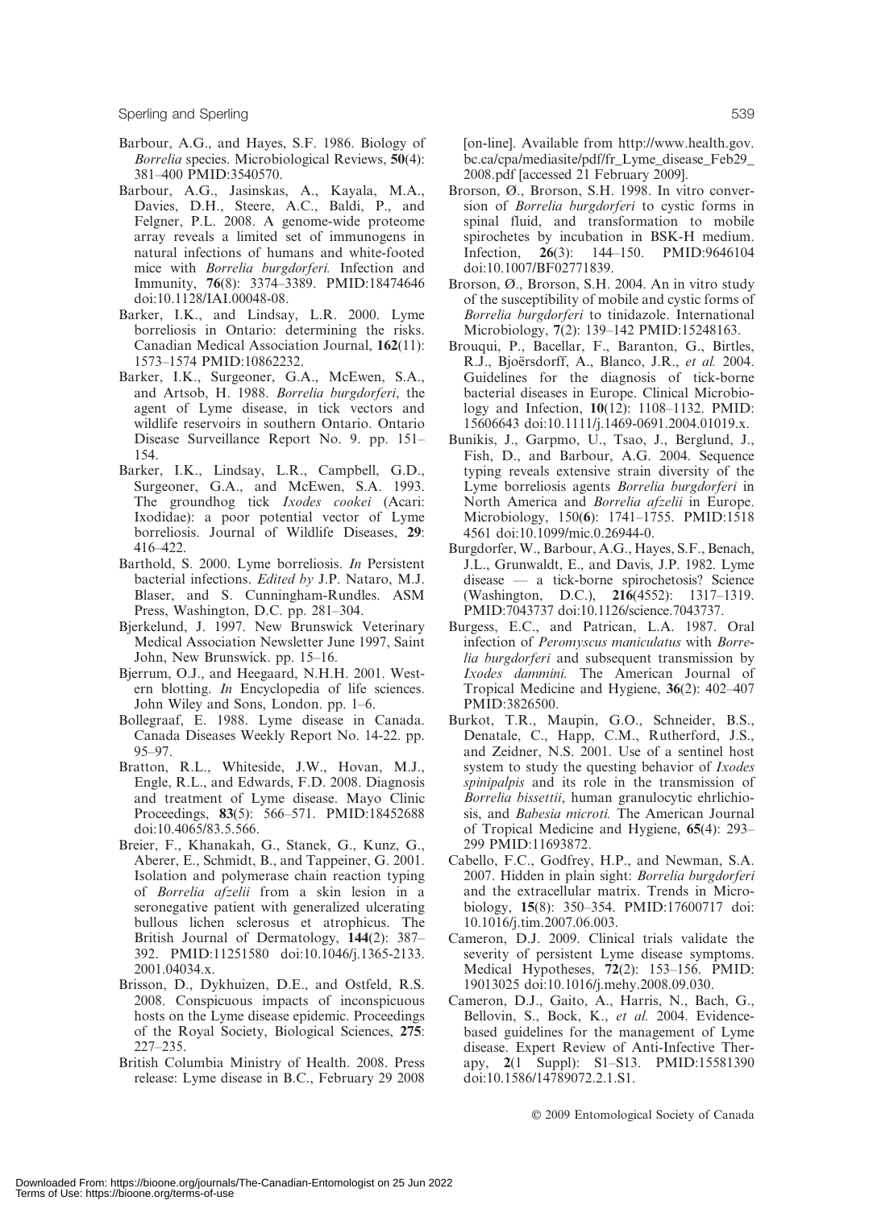Barbour, A.G., and Hayes, S.F. 1986. Biology of *Borrelia* species. Microbiological Reviews, **50**(4): 381–400 PMID:3540570.

Barbour, A.G., Jasinskas, A., Kayala, M.A., Davies, D.H., Steere, A.C., Baldi, P., and Felgner, P.L. 2008. A genome-wide proteome array reveals a limited set of immunogens in natural infections of humans and white-footed mice with *Borrelia burgdorferi.* Infection and Immunity, **76**(8): 3374–3389. PMID:18474646 doi:10.1128/IAI.00048-08.

Barker, I.K., and Lindsay, L.R. 2000. Lyme borreliosis in Ontario: determining the risks. Canadian Medical Association Journal, **162**(11): 1573–1574 PMID:10862232.

Barker, I.K., Surgeoner, G.A., McEwen, S.A., and Artsob, H. 1988. *Borrelia burgdorferi*, the agent of Lyme disease, in tick vectors and wildlife reservoirs in southern Ontario. Ontario Disease Surveillance Report No. 9. pp. 151–154.

Barker, I.K., Lindsay, L.R., Campbell, G.D., Surgeoner, G.A., and McEwen, S.A. 1993. The groundhog tick *Ixodes cookei* (Acari: Ixodidae): a poor potential vector of Lyme borreliosis. Journal of Wildlife Diseases, **29**: 416–422.

Barthold, S. 2000. Lyme borreliosis. *In* Persistent bacterial infections. *Edited by* J.P. Nataro, M.J. Blaser, and S. Cunningham-Rundles. ASM Press, Washington, D.C. pp. 281–304.

Bjerkelund, J. 1997. New Brunswick Veterinary Medical Association Newsletter June 1997, Saint John, New Brunswick. pp. 15–16.

Bjerrum, O.J., and Heegaard, N.H.H. 2001. Western blotting. *In* Encyclopedia of life sciences. John Wiley and Sons, London. pp. 1–6.

Bollegraaf, E. 1988. Lyme disease in Canada. Canada Diseases Weekly Report No. 14-22. pp. 95–97.

Bratton, R.L., Whiteside, J.W., Hovan, M.J., Engle, R.L., and Edwards, F.D. 2008. Diagnosis and treatment of Lyme disease. Mayo Clinic Proceedings, **83**(5): 566–571. PMID:18452688 doi:10.4065/83.5.566.

Breier, F., Khanakah, G., Stanek, G., Kunz, G., Aberer, E., Schmidt, B., and Tappeiner, G. 2001. Isolation and polymerase chain reaction typing of *Borrelia afzelii* from a skin lesion in a seronegative patient with generalized ulcerating bullous lichen sclerosus et atrophicus. The British Journal of Dermatology, **144**(2): 387–392. PMID:11251580 doi:10.1046/j.1365-2133.2001.04034.x.

Brisson, D., Dykhuizen, D.E., and Ostfeld, R.S. 2008. Conspicuous impacts of inconspicuous hosts on the Lyme disease epidemic. Proceedings of the Royal Society, Biological Sciences, **275**: 227–235.

British Columbia Ministry of Health. 2008. Press release: Lyme disease in B.C., February 29 2008 [on-line]. Available from http://www.health.gov.bc.ca/cpa/mediasite/pdf/fr_Lyme_disease_Feb29_2008.pdf [accessed 21 February 2009].

Brorson, Ø., Brorson, S.H. 1998. In vitro conversion of *Borrelia burgdorferi* to cystic forms in spinal fluid, and transformation to mobile spirochetes by incubation in BSK-H medium. Infection, **26**(3): 144–150. PMID:9646104 doi:10.1007/BF02771839.

Brorson, Ø., Brorson, S.H. 2004. An in vitro study of the susceptibility of mobile and cystic forms of *Borrelia burgdorferi* to tinidazole. International Microbiology, **7**(2): 139–142 PMID:15248163.

Brouqui, P., Bacellar, F., Baranton, G., Birtles, R.J., Bjoërsdorff, A., Blanco, J.R., *et al.* 2004. Guidelines for the diagnosis of tick-borne bacterial diseases in Europe. Clinical Microbiology and Infection, **10**(12): 1108–1132. PMID: 15606643 doi:10.1111/j.1469-0691.2004.01019.x.

Bunikis, J., Garpmo, U., Tsao, J., Berglund, J., Fish, D., and Barbour, A.G. 2004. Sequence typing reveals extensive strain diversity of the Lyme borreliosis agents *Borrelia burgdorferi* in North America and *Borrelia afzelii* in Europe. Microbiology, 150(**6**): 1741–1755. PMID:15184561 doi:10.1099/mic.0.26944-0.

Burgdorfer, W., Barbour, A.G., Hayes, S.F., Benach, J.L., Grunwaldt, E., and Davis, J.P. 1982. Lyme disease — a tick-borne spirochetosis? Science (Washington, D.C.), **216**(4552): 1317–1319. PMID:7043737 doi:10.1126/science.7043737.

Burgess, E.C., and Patrican, L.A. 1987. Oral infection of *Peromyscus maniculatus* with *Borrelia burgdorferi* and subsequent transmission by *Ixodes dammini.* The American Journal of Tropical Medicine and Hygiene, **36**(2): 402–407 PMID:3826500.

Burkot, T.R., Maupin, G.O., Schneider, B.S., Denatale, C., Happ, C.M., Rutherford, J.S., and Zeidner, N.S. 2001. Use of a sentinel host system to study the questing behavior of *Ixodes spinipalpis* and its role in the transmission of *Borrelia bissettii*, human granulocytic ehrlichiosis, and *Babesia microti.* The American Journal of Tropical Medicine and Hygiene, **65**(4): 293–299 PMID:11693872.

Cabello, F.C., Godfrey, H.P., and Newman, S.A. 2007. Hidden in plain sight: *Borrelia burgdorferi* and the extracellular matrix. Trends in Microbiology, **15**(8): 350–354. PMID:17600717 doi:10.1016/j.tim.2007.06.003.

Cameron, D.J. 2009. Clinical trials validate the severity of persistent Lyme disease symptoms. Medical Hypotheses, **72**(2): 153–156. PMID: 19013025 doi:10.1016/j.mehy.2008.09.030.

Cameron, D.J., Gaito, A., Harris, N., Bach, G., Bellovin, S., Bock, K., *et al.* 2004. Evidence-based guidelines for the management of Lyme disease. Expert Review of Anti-Infective Therapy, **2**(1 Suppl): S1–S13. PMID:15581390 doi:10.1586/14789072.2.1.S1.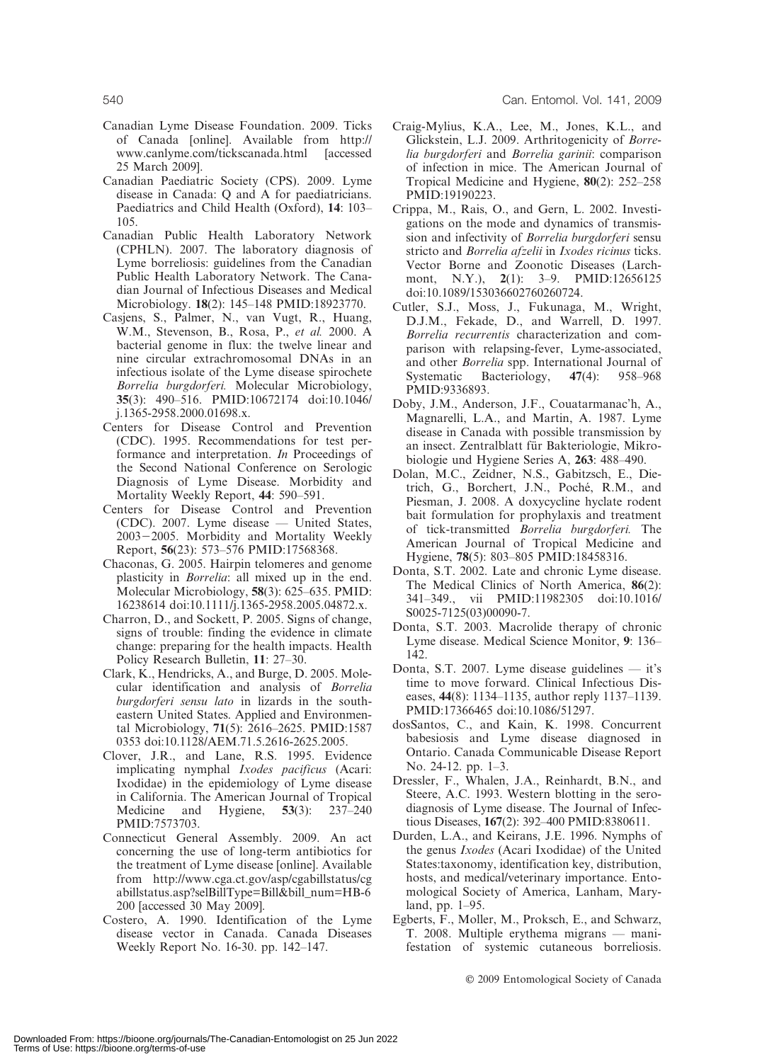Canadian Lyme Disease Foundation. 2009. Ticks of Canada [online]. Available from http://www.canlyme.com/tickscanada.html [accessed 25 March 2009].

Canadian Paediatric Society (CPS). 2009. Lyme disease in Canada: Q and A for paediatricians. Paediatrics and Child Health (Oxford), **14**: 103–105.

Canadian Public Health Laboratory Network (CPHLN). 2007. The laboratory diagnosis of Lyme borreliosis: guidelines from the Canadian Public Health Laboratory Network. The Canadian Journal of Infectious Diseases and Medical Microbiology. **18**(2): 145–148 PMID:18923770.

Casjens, S., Palmer, N., van Vugt, R., Huang, W.M., Stevenson, B., Rosa, P., *et al.* 2000. A bacterial genome in flux: the twelve linear and nine circular extrachromosomal DNAs in an infectious isolate of the Lyme disease spirochete *Borrelia burgdorferi.* Molecular Microbiology, **35**(3): 490–516. PMID:10672174 doi:10.1046/j.1365-2958.2000.01698.x.

Centers for Disease Control and Prevention (CDC). 1995. Recommendations for test performance and interpretation. *In* Proceedings of the Second National Conference on Serologic Diagnosis of Lyme Disease. Morbidity and Mortality Weekly Report, **44**: 590–591.

Centers for Disease Control and Prevention (CDC). 2007. Lyme disease — United States, 2003–2005. Morbidity and Mortality Weekly Report, **56**(23): 573–576 PMID:17568368.

Chaconas, G. 2005. Hairpin telomeres and genome plasticity in *Borrelia*: all mixed up in the end. Molecular Microbiology, **58**(3): 625–635. PMID: 16238614 doi:10.1111/j.1365-2958.2005.04872.x.

Charron, D., and Sockett, P. 2005. Signs of change, signs of trouble: finding the evidence in climate change: preparing for the health impacts. Health Policy Research Bulletin, **11**: 27–30.

Clark, K., Hendricks, A., and Burge, D. 2005. Molecular identification and analysis of *Borrelia burgdorferi sensu lato* in lizards in the southeastern United States. Applied and Environmental Microbiology, **71**(5): 2616–2625. PMID:15870353 doi:10.1128/AEM.71.5.2616-2625.2005.

Clover, J.R., and Lane, R.S. 1995. Evidence implicating nymphal *Ixodes pacificus* (Acari: Ixodidae) in the epidemiology of Lyme disease in California. The American Journal of Tropical Medicine and Hygiene, **53**(3): 237–240 PMID:7573703.

Connecticut General Assembly. 2009. An act concerning the use of long-term antibiotics for the treatment of Lyme disease [online]. Available from http://www.cga.ct.gov/asp/cgabillstatus/cgabillstatus.asp?selBillType=Bill&bill_num=HB-6200 [accessed 30 May 2009].

Costero, A. 1990. Identification of the Lyme disease vector in Canada. Canada Diseases Weekly Report No. 16-30. pp. 142–147.

Craig-Mylius, K.A., Lee, M., Jones, K.L., and Glickstein, L.J. 2009. Arthritogenicity of *Borrelia burgdorferi* and *Borrelia garinii*: comparison of infection in mice. The American Journal of Tropical Medicine and Hygiene, **80**(2): 252–258 PMID:19190223.

Crippa, M., Rais, O., and Gern, L. 2002. Investigations on the mode and dynamics of transmission and infectivity of *Borrelia burgdorferi* sensu stricto and *Borrelia afzelii* in *Ixodes ricinus* ticks. Vector Borne and Zoonotic Diseases (Larchmont, N.Y.), **2**(1): 3–9. PMID:12656125 doi:10.1089/153036602760260724.

Cutler, S.J., Moss, J., Fukunaga, M., Wright, D.J.M., Fekade, D., and Warrell, D. 1997. *Borrelia recurrentis* characterization and comparison with relapsing-fever, Lyme-associated, and other *Borrelia* spp. International Journal of Systematic Bacteriology, **47**(4): 958–968 PMID:9336893.

Doby, J.M., Anderson, J.F., Couatarmanac'h, A., Magnarelli, L.A., and Martin, A. 1987. Lyme disease in Canada with possible transmission by an insect. Zentralblatt für Bakteriologie, Mikrobiologie und Hygiene Series A, **263**: 488–490.

Dolan, M.C., Zeidner, N.S., Gabitzsch, E., Dietrich, G., Borchert, J.N., Poché, R.M., and Piesman, J. 2008. A doxycycline hyclate rodent bait formulation for prophylaxis and treatment of tick-transmitted *Borrelia burgdorferi.* The American Journal of Tropical Medicine and Hygiene, **78**(5): 803–805 PMID:18458316.

Donta, S.T. 2002. Late and chronic Lyme disease. The Medical Clinics of North America, **86**(2): 341–349., vii PMID:11982305 doi:10.1016/S0025-7125(03)00090-7.

Donta, S.T. 2003. Macrolide therapy of chronic Lyme disease. Medical Science Monitor, **9**: 136–142.

Donta, S.T. 2007. Lyme disease guidelines — it's time to move forward. Clinical Infectious Diseases, **44**(8): 1134–1135, author reply 1137–1139. PMID:17366465 doi:10.1086/51297.

dosSantos, C., and Kain, K. 1998. Concurrent babesiosis and Lyme disease diagnosed in Ontario. Canada Communicable Disease Report No. 24-12. pp. 1–3.

Dressler, F., Whalen, J.A., Reinhardt, B.N., and Steere, A.C. 1993. Western blotting in the serodiagnosis of Lyme disease. The Journal of Infectious Diseases, **167**(2): 392–400 PMID:8380611.

Durden, L.A., and Keirans, J.E. 1996. Nymphs of the genus *Ixodes* (Acari Ixodidae) of the United States:taxonomy, identification key, distribution, hosts, and medical/veterinary importance. Entomological Society of America, Lanham, Maryland, pp. 1–95.

Egberts, F., Moller, M., Proksch, E., and Schwarz, T. 2008. Multiple erythema migrans — manifestation of systemic cutaneous borreliosis.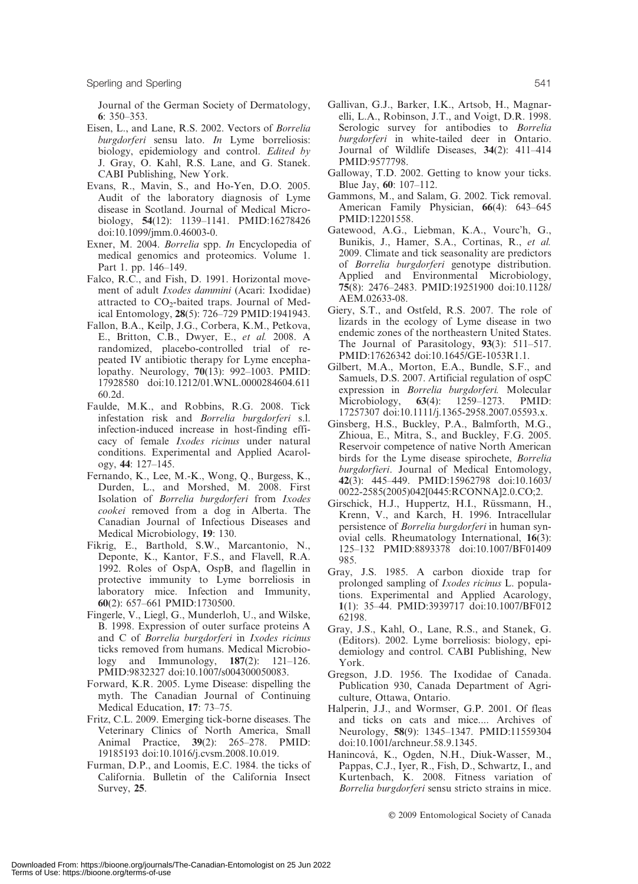Journal of the German Society of Dermatology, **6**: 350–353.

Eisen, L., and Lane, R.S. 2002. Vectors of *Borrelia burgdorferi* sensu lato. *In* Lyme borreliosis: biology, epidemiology and control. *Edited by* J. Gray, O. Kahl, R.S. Lane, and G. Stanek. CABI Publishing, New York.

Evans, R., Mavin, S., and Ho-Yen, D.O. 2005. Audit of the laboratory diagnosis of Lyme disease in Scotland. Journal of Medical Microbiology, **54**(12): 1139–1141. PMID:16278426 doi:10.1099/jmm.0.46003-0.

Exner, M. 2004. *Borrelia* spp. *In* Encyclopedia of medical genomics and proteomics. Volume 1. Part 1. pp. 146–149.

Falco, R.C., and Fish, D. 1991. Horizontal movement of adult *Ixodes dammini* (Acari: Ixodidae) attracted to $CO_2$-baited traps. Journal of Medical Entomology, **28**(5): 726–729 PMID:1941943.

Fallon, B.A., Keilp, J.G., Corbera, K.M., Petkova, E., Britton, C.B., Dwyer, E., *et al.* 2008. A randomized, placebo-controlled trial of repeated IV antibiotic therapy for Lyme encephalopathy. Neurology, **70**(13): 992–1003. PMID: 17928580 doi:10.1212/01.WNL.0000284604.61160.2d.

Faulde, M.K., and Robbins, R.G. 2008. Tick infestation risk and *Borrelia burgdorferi* s.l. infection-induced increase in host-finding efficacy of female *Ixodes ricinus* under natural conditions. Experimental and Applied Acarology, **44**: 127–145.

Fernando, K., Lee, M.-K., Wong, Q., Burgess, K., Durden, L., and Morshed, M. 2008. First Isolation of *Borrelia burgdorferi* from *Ixodes cookei* removed from a dog in Alberta. The Canadian Journal of Infectious Diseases and Medical Microbiology, **19**: 130.

Fikrig, E., Barthold, S.W., Marcantonio, N., Deponte, K., Kantor, F.S., and Flavell, R.A. 1992. Roles of OspA, OspB, and flagellin in protective immunity to Lyme borreliosis in laboratory mice. Infection and Immunity, **60**(2): 657–661 PMID:1730500.

Fingerle, V., Liegl, G., Munderloh, U., and Wilske, B. 1998. Expression of outer surface proteins A and C of *Borrelia burgdorferi* in *Ixodes ricinus* ticks removed from humans. Medical Microbiology and Immunology, **187**(2): 121–126. PMID:9832327 doi:10.1007/s004300050083.

Forward, K.R. 2005. Lyme Disease: dispelling the myth. The Canadian Journal of Continuing Medical Education, **17**: 73–75.

Fritz, C.L. 2009. Emerging tick-borne diseases. The Veterinary Clinics of North America, Small Animal Practice, **39**(2): 265–278. PMID: 19185193 doi:10.1016/j.cvsm.2008.10.019.

Furman, D.P., and Loomis, E.C. 1984. the ticks of California. Bulletin of the California Insect Survey, **25**.

Gallivan, G.J., Barker, I.K., Artsob, H., Magnarelli, L.A., Robinson, J.T., and Voigt, D.R. 1998. Serologic survey for antibodies to *Borrelia burgdorferi* in white-tailed deer in Ontario. Journal of Wildlife Diseases, **34**(2): 411–414 PMID:9577798.

Galloway, T.D. 2002. Getting to know your ticks. Blue Jay, **60**: 107–112.

Gammons, M., and Salam, G. 2002. Tick removal. American Family Physician, **66**(4): 643–645 PMID:12201558.

Gatewood, A.G., Liebman, K.A., Vourc'h, G., Bunikis, J., Hamer, S.A., Cortinas, R., *et al.* 2009. Climate and tick seasonality are predictors of *Borrelia burgdorferi* genotype distribution. Applied and Environmental Microbiology, **75**(8): 2476–2483. PMID:19251900 doi:10.1128/AEM.02633-08.

Giery, S.T., and Ostfeld, R.S. 2007. The role of lizards in the ecology of Lyme disease in two endemic zones of the northeastern United States. The Journal of Parasitology, **93**(3): 511–517. PMID:17626342 doi:10.1645/GE-1053R1.1.

Gilbert, M.A., Morton, E.A., Bundle, S.F., and Samuels, D.S. 2007. Artificial regulation of ospC expression in *Borrelia burgdorferi.* Molecular Microbiology, **63**(4): 1259–1273. PMID: 17257307 doi:10.1111/j.1365-2958.2007.05593.x.

Ginsberg, H.S., Buckley, P.A., Balmforth, M.G., Zhioua, E., Mitra, S., and Buckley, F.G. 2005. Reservoir competence of native North American birds for the Lyme disease spirochete, *Borrelia burgdorfieri*. Journal of Medical Entomology, **42**(3): 445–449. PMID:15962798 doi:10.1603/0022-2585(2005)042[0445:RCONNA]2.0.CO;2.

Girschick, H.J., Huppertz, H.I., Rüssmann, H., Krenn, V., and Karch, H. 1996. Intracellular persistence of *Borrelia burgdorferi* in human synovial cells. Rheumatology International, **16**(3): 125–132 PMID:8893378 doi:10.1007/BF01409985.

Gray, J.S. 1985. A carbon dioxide trap for prolonged sampling of *Ixodes ricinus* L. populations. Experimental and Applied Acarology, **1**(1): 35–44. PMID:3939717 doi:10.1007/BF01262198.

Gray, J.S., Kahl, O., Lane, R.S., and Stanek, G. (Editors). 2002. Lyme borreliosis: biology, epidemiology and control. CABI Publishing, New York.

Gregson, J.D. 1956. The Ixodidae of Canada. Publication 930, Canada Department of Agriculture, Ottawa, Ontario.

Halperin, J.J., and Wormser, G.P. 2001. Of fleas and ticks on cats and mice.... Archives of Neurology, **58**(9): 1345–1347. PMID:11559304 doi:10.1001/archneur.58.9.1345.

Hanincová, K., Ogden, N.H., Diuk-Wasser, M., Pappas, C.J., Iyer, R., Fish, D., Schwartz, I., and Kurtenbach, K. 2008. Fitness variation of *Borrelia burgdorferi* sensu stricto strains in mice.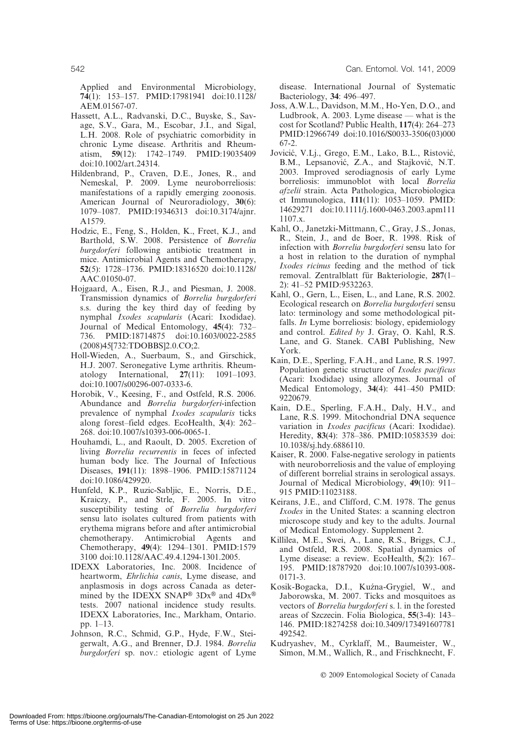Applied and Environmental Microbiology, **74**(1): 153–157. PMID:17981941 doi:10.1128/AEM.01567-07.

Hassett, A.L., Radvanski, D.C., Buyske, S., Savage, S.V., Gara, M., Escobar, J.I., and Sigal, L.H. 2008. Role of psychiatric comorbidity in chronic Lyme disease. Arthritis and Rheumatism, **59**(12): 1742–1749. PMID:19035409 doi:10.1002/art.24314.

Hildenbrand, P., Craven, D.E., Jones, R., and Nemeskal, P. 2009. Lyme neuroborreliosis: manifestations of a rapidly emerging zoonosis. American Journal of Neuroradiology, **30**(6): 1079–1087. PMID:19346313 doi:10.3174/ajnr.A1579.

Hodzic, E., Feng, S., Holden, K., Freet, K.J., and Barthold, S.W. 2008. Persistence of *Borrelia burgdorferi* following antibiotic treatment in mice. Antimicrobial Agents and Chemotherapy, **52**(5): 1728–1736. PMID:18316520 doi:10.1128/AAC.01050-07.

Hojgaard, A., Eisen, R.J., and Piesman, J. 2008. Transmission dynamics of *Borrelia burgdorferi* s.s. during the key third day of feeding by nymphal *Ixodes scapularis* (Acari: Ixodidae). Journal of Medical Entomology, **45**(4): 732–736. PMID:18714875 doi:10.1603/0022-2585(2008)45[732:TDOBBS]2.0.CO;2.

Holl-Wieden, A., Suerbaum, S., and Girschick, H.J. 2007. Seronegative Lyme arthritis. Rheumatology International, **27**(11): 1091–1093. doi:10.1007/s00296-007-0333-6.

Horobik, V., Keesing, F., and Ostfeld, R.S. 2006. Abundance and *Borrelia burgdorferi*-infection prevalence of nymphal *Ixodes scapularis* ticks along forest–field edges. EcoHealth, **3**(4): 262–268. doi:10.1007/s10393-006-0065-1.

Houhamdi, L., and Raoult, D. 2005. Excretion of living *Borrelia recurrentis* in feces of infected human body lice. The Journal of Infectious Diseases, **191**(11): 1898–1906. PMID:15871124 doi:10.1086/429920.

Hunfeld, K.P., Ruzic-Sabljic, E., Norris, D.E., Kraiczy, P., and Strle, F. 2005. In vitro susceptibility testing of *Borrelia burgdorferi* sensu lato isolates cultured from patients with erythema migrans before and after antimicrobial chemotherapy. Antimicrobial Agents and Chemotherapy, **49**(4): 1294–1301. PMID:15793100 doi:10.1128/AAC.49.4.1294-1301.2005.

IDEXX Laboratories, Inc. 2008. Incidence of heartworm, *Ehrlichia canis*, Lyme disease, and anplasmosis in dogs across Canada as determined by the IDEXX SNAP® 3Dx® and 4Dx® tests. 2007 national incidence study results. IDEXX Laboratories, Inc., Markham, Ontario. pp. 1–13.

Johnson, R.C., Schmid, G.P., Hyde, F.W., Steigerwalt, A.G., and Brenner, D.J. 1984. *Borrelia burgdorferi* sp. nov.: etiologic agent of Lyme disease. International Journal of Systematic Bacteriology, **34**: 496–497.

Joss, A.W.L., Davidson, M.M., Ho-Yen, D.O., and Ludbrook, A. 2003. Lyme disease — what is the cost for Scotland? Public Health, **117**(4): 264–273 PMID:12966749 doi:10.1016/S0033-3506(03)00067-2.

Jovicić, V.Lj., Grego, E.M., Lako, B.L., Ristović, B.M., Lepsanović, Z.A., and Stajković, N.T. 2003. Improved serodiagnosis of early Lyme borreliosis: immunoblot with local *Borrelia afzelii* strain. Acta Pathologica, Microbiologica et Immunologica, **111**(11): 1053–1059. PMID:14629271 doi:10.1111/j.1600-0463.2003.apm1111107.x.

Kahl, O., Janetzki-Mittmann, C., Gray, J.S., Jonas, R., Stein, J., and de Boer, R. 1998. Risk of infection with *Borrelia burgdorferi* sensu lato for a host in relation to the duration of nymphal *Ixodes ricinus* feeding and the method of tick removal. Zentralblatt für Bakteriologie, **287**(1–2): 41–52 PMID:9532263.

Kahl, O., Gern, L., Eisen, L., and Lane, R.S. 2002. Ecological research on *Borrelia burgdorferi* sensu lato: terminology and some methodological pitfalls. *In* Lyme borreliosis: biology, epidemiology and control. *Edited by* J. Gray, O. Kahl, R.S. Lane, and G. Stanek. CABI Publishing, New York.

Kain, D.E., Sperling, F.A.H., and Lane, R.S. 1997. Population genetic structure of *Ixodes pacificus* (Acari: Ixodidae) using allozymes. Journal of Medical Entomology, **34**(4): 441–450 PMID:9220679.

Kain, D.E., Sperling, F.A.H., Daly, H.V., and Lane, R.S. 1999. Mitochondrial DNA sequence variation in *Ixodes pacificus* (Acari: Ixodidae). Heredity, **83**(4): 378–386. PMID:10583539 doi:10.1038/sj.hdy.6886110.

Kaiser, R. 2000. False-negative serology in patients with neuroborreliosis and the value of employing of different borrelial strains in serological assays. Journal of Medical Microbiology, **49**(10): 911–915 PMID:11023188.

Keirans, J.E., and Clifford, C.M. 1978. The genus *Ixodes* in the United States: a scanning electron microscope study and key to the adults. Journal of Medical Entomology. Supplement 2.

Killilea, M.E., Swei, A., Lane, R.S., Briggs, C.J., and Ostfeld, R.S. 2008. Spatial dynamics of Lyme disease: a review. EcoHealth, **5**(2): 167–195. PMID:18787920 doi:10.1007/s10393-008-0171-3.

Kosik-Bogacka, D.I., Kuźna-Grygiel, W., and Jaborowska, M. 2007. Ticks and mosquitoes as vectors of *Borrelia burgdorferi* s. l. in the forested areas of Szczecin. Folia Biologica, **55**(3-4): 143–146. PMID:18274258 doi:10.3409/173491607781492542.

Kudryashev, M., Cyrklaff, M., Baumeister, W., Simon, M.M., Wallich, R., and Frischknecht, F.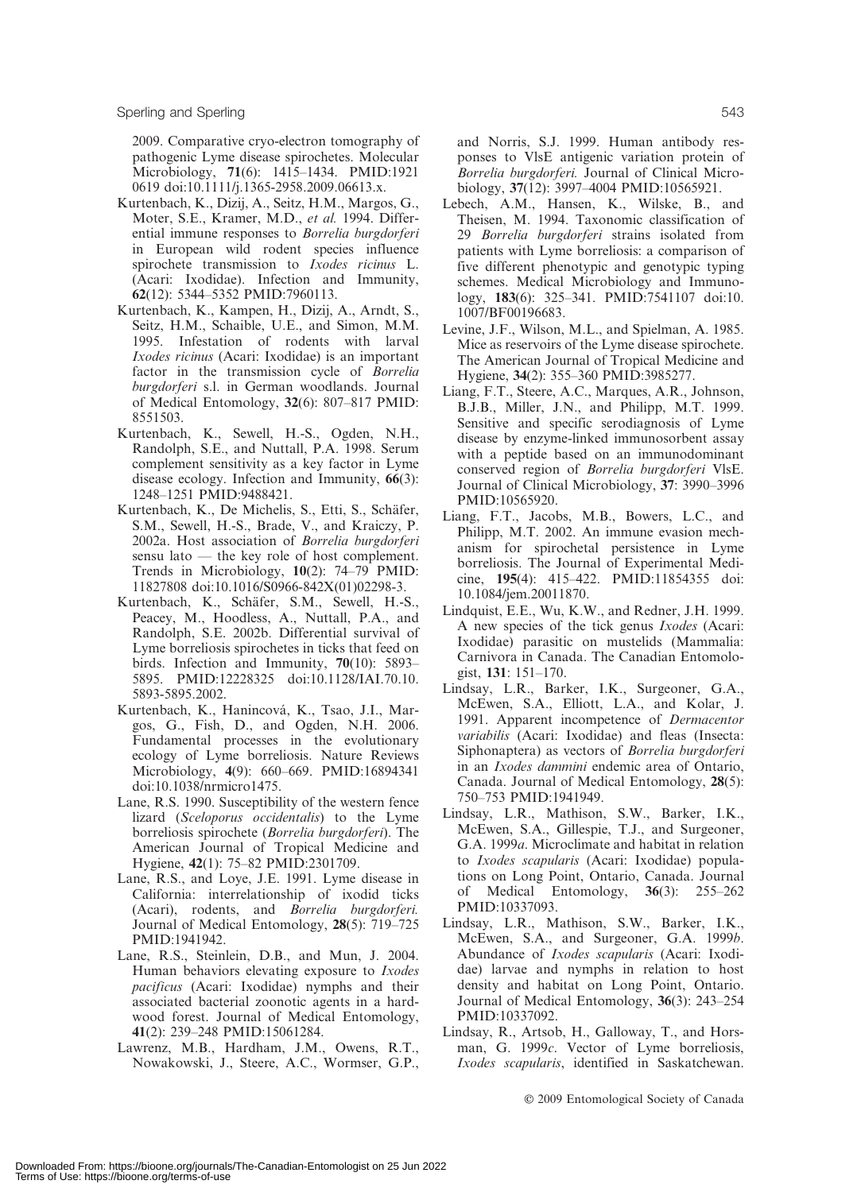2009. Comparative cryo-electron tomography of pathogenic Lyme disease spirochetes. Molecular Microbiology, **71**(6): 1415–1434. PMID:19210619 doi:10.1111/j.1365-2958.2009.06613.x.

Kurtenbach, K., Dizij, A., Seitz, H.M., Margos, G., Moter, S.E., Kramer, M.D., *et al.* 1994. Differential immune responses to *Borrelia burgdorferi* in European wild rodent species influence spirochete transmission to *Ixodes ricinus* L. (Acari: Ixodidae). Infection and Immunity, **62**(12): 5344–5352 PMID:7960113.

Kurtenbach, K., Kampen, H., Dizij, A., Arndt, S., Seitz, H.M., Schaible, U.E., and Simon, M.M. 1995. Infestation of rodents with larval *Ixodes ricinus* (Acari: Ixodidae) is an important factor in the transmission cycle of *Borrelia burgdorferi* s.l. in German woodlands. Journal of Medical Entomology, **32**(6): 807–817 PMID:8551503.

Kurtenbach, K., Sewell, H.-S., Ogden, N.H., Randolph, S.E., and Nuttall, P.A. 1998. Serum complement sensitivity as a key factor in Lyme disease ecology. Infection and Immunity, **66**(3): 1248–1251 PMID:9488421.

Kurtenbach, K., De Michelis, S., Etti, S., Schäfer, S.M., Sewell, H.-S., Brade, V., and Kraiczy, P. 2002a. Host association of *Borrelia burgdorferi* sensu lato — the key role of host complement. Trends in Microbiology, **10**(2): 74–79 PMID:11827808 doi:10.1016/S0966-842X(01)02298-3.

Kurtenbach, K., Schäfer, S.M., Sewell, H.-S., Peacey, M., Hoodless, A., Nuttall, P.A., and Randolph, S.E. 2002b. Differential survival of Lyme borreliosis spirochetes in ticks that feed on birds. Infection and Immunity, **70**(10): 5893–5895. PMID:12228325 doi:10.1128/IAI.70.10.5893-5895.2002.

Kurtenbach, K., Hanincová, K., Tsao, J.I., Margos, G., Fish, D., and Ogden, N.H. 2006. Fundamental processes in the evolutionary ecology of Lyme borreliosis. Nature Reviews Microbiology, **4**(9): 660–669. PMID:16894341 doi:10.1038/nrmicro1475.

Lane, R.S. 1990. Susceptibility of the western fence lizard (*Sceloporus occidentalis*) to the Lyme borreliosis spirochete (*Borrelia burgdorferi*). The American Journal of Tropical Medicine and Hygiene, **42**(1): 75–82 PMID:2301709.

Lane, R.S., and Loye, J.E. 1991. Lyme disease in California: interrelationship of ixodid ticks (Acari), rodents, and *Borrelia burgdorferi.* Journal of Medical Entomology, **28**(5): 719–725 PMID:1941942.

Lane, R.S., Steinlein, D.B., and Mun, J. 2004. Human behaviors elevating exposure to *Ixodes pacificus* (Acari: Ixodidae) nymphs and their associated bacterial zoonotic agents in a hardwood forest. Journal of Medical Entomology, **41**(2): 239–248 PMID:15061284.

Lawrenz, M.B., Hardham, J.M., Owens, R.T., Nowakowski, J., Steere, A.C., Wormser, G.P., and Norris, S.J. 1999. Human antibody responses to VlsE antigenic variation protein of *Borrelia burgdorferi.* Journal of Clinical Microbiology, **37**(12): 3997–4004 PMID:10565921.

Lebech, A.M., Hansen, K., Wilske, B., and Theisen, M. 1994. Taxonomic classification of 29 *Borrelia burgdorferi* strains isolated from patients with Lyme borreliosis: a comparison of five different phenotypic and genotypic typing schemes. Medical Microbiology and Immunology, **183**(6): 325–341. PMID:7541107 doi:10.1007/BF00196683.

Levine, J.F., Wilson, M.L., and Spielman, A. 1985. Mice as reservoirs of the Lyme disease spirochete. The American Journal of Tropical Medicine and Hygiene, **34**(2): 355–360 PMID:3985277.

Liang, F.T., Steere, A.C., Marques, A.R., Johnson, B.J.B., Miller, J.N., and Philipp, M.T. 1999. Sensitive and specific serodiagnosis of Lyme disease by enzyme-linked immunosorbent assay with a peptide based on an immunodominant conserved region of *Borrelia burgdorferi* VlsE. Journal of Clinical Microbiology, **37**: 3990–3996 PMID:10565920.

Liang, F.T., Jacobs, M.B., Bowers, L.C., and Philipp, M.T. 2002. An immune evasion mechanism for spirochetal persistence in Lyme borreliosis. The Journal of Experimental Medicine, **195**(4): 415–422. PMID:11854355 doi:10.1084/jem.20011870.

Lindquist, E.E., Wu, K.W., and Redner, J.H. 1999. A new species of the tick genus *Ixodes* (Acari: Ixodidae) parasitic on mustelids (Mammalia: Carnivora in Canada. The Canadian Entomologist, **131**: 151–170.

Lindsay, L.R., Barker, I.K., Surgeoner, G.A., McEwen, S.A., Elliott, L.A., and Kolar, J. 1991. Apparent incompetence of *Dermacentor variabilis* (Acari: Ixodidae) and fleas (Insecta: Siphonaptera) as vectors of *Borrelia burgdorferi* in an *Ixodes dammini* endemic area of Ontario, Canada. Journal of Medical Entomology, **28**(5): 750–753 PMID:1941949.

Lindsay, L.R., Mathison, S.W., Barker, I.K., McEwen, S.A., Gillespie, T.J., and Surgeoner, G.A. 1999*a*. Microclimate and habitat in relation to *Ixodes scapularis* (Acari: Ixodidae) populations on Long Point, Ontario, Canada. Journal of Medical Entomology, **36**(3): 255–262 PMID:10337093.

Lindsay, L.R., Mathison, S.W., Barker, I.K., McEwen, S.A., and Surgeoner, G.A. 1999*b*. Abundance of *Ixodes scapularis* (Acari: Ixodidae) larvae and nymphs in relation to host density and habitat on Long Point, Ontario. Journal of Medical Entomology, **36**(3): 243–254 PMID:10337092.

Lindsay, R., Artsob, H., Galloway, T., and Horsman, G. 1999*c*. Vector of Lyme borreliosis, *Ixodes scapularis*, identified in Saskatchewan.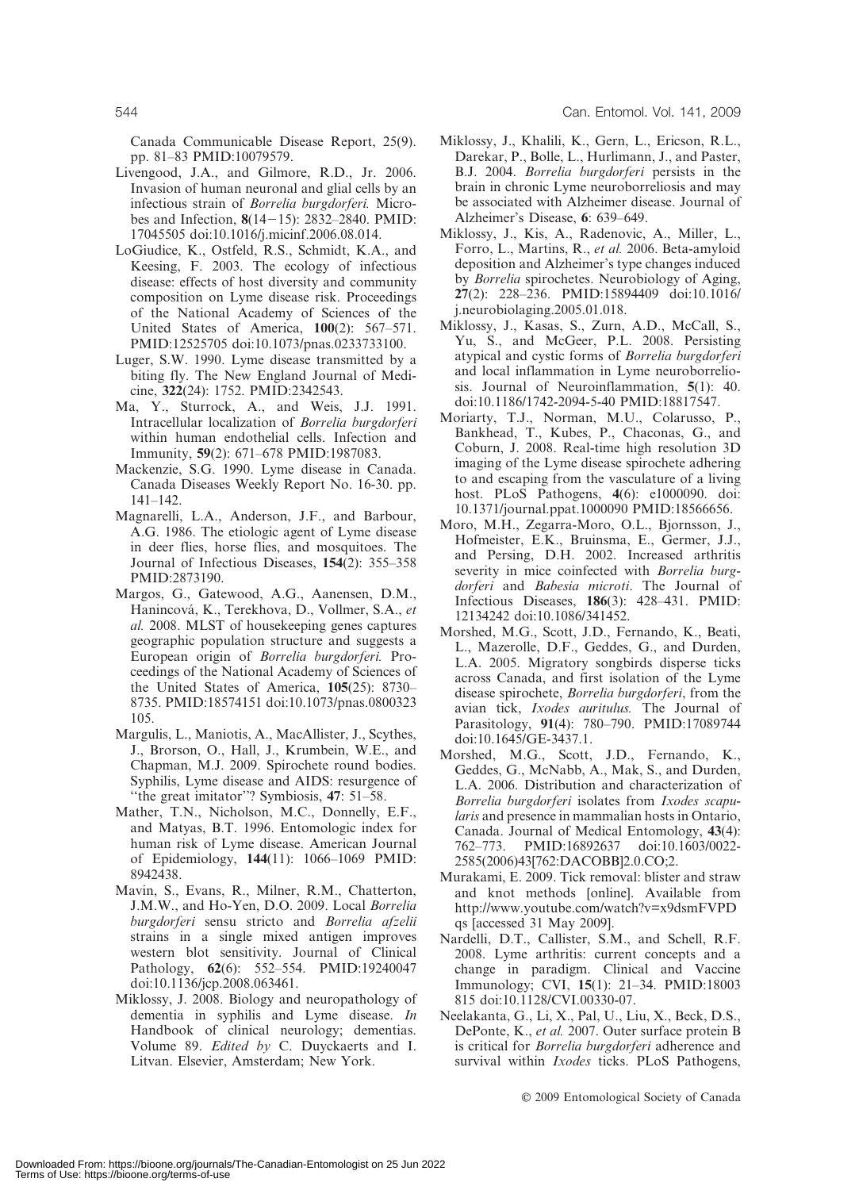Canada Communicable Disease Report, 25(9). pp. 81–83 PMID:10079579.

Livengood, J.A., and Gilmore, R.D., Jr. 2006. Invasion of human neuronal and glial cells by an infectious strain of *Borrelia burgdorferi.* Microbes and Infection, **8**(14−15): 2832–2840. PMID: 17045505 doi:10.1016/j.micinf.2006.08.014.

LoGiudice, K., Ostfeld, R.S., Schmidt, K.A., and Keesing, F. 2003. The ecology of infectious disease: effects of host diversity and community composition on Lyme disease risk. Proceedings of the National Academy of Sciences of the United States of America, **100**(2): 567–571. PMID:12525705 doi:10.1073/pnas.0233733100.

Luger, S.W. 1990. Lyme disease transmitted by a biting fly. The New England Journal of Medicine, **322**(24): 1752. PMID:2342543.

Ma, Y., Sturrock, A., and Weis, J.J. 1991. Intracellular localization of *Borrelia burgdorferi* within human endothelial cells. Infection and Immunity, **59**(2): 671–678 PMID:1987083.

Mackenzie, S.G. 1990. Lyme disease in Canada. Canada Diseases Weekly Report No. 16-30. pp. 141–142.

Magnarelli, L.A., Anderson, J.F., and Barbour, A.G. 1986. The etiologic agent of Lyme disease in deer flies, horse flies, and mosquitoes. The Journal of Infectious Diseases, **154**(2): 355–358 PMID:2873190.

Margos, G., Gatewood, A.G., Aanensen, D.M., Hanincová, K., Terekhova, D., Vollmer, S.A., *et al.* 2008. MLST of housekeeping genes captures geographic population structure and suggests a European origin of *Borrelia burgdorferi.* Proceedings of the National Academy of Sciences of the United States of America, **105**(25): 8730–8735. PMID:18574151 doi:10.1073/pnas.0800323105.

Margulis, L., Maniotis, A., MacAllister, J., Scythes, J., Brorson, O., Hall, J., Krumbein, W.E., and Chapman, M.J. 2009. Spirochete round bodies. Syphilis, Lyme disease and AIDS: resurgence of "the great imitator"? Symbiosis, **47**: 51–58.

Mather, T.N., Nicholson, M.C., Donnelly, E.F., and Matyas, B.T. 1996. Entomologic index for human risk of Lyme disease. American Journal of Epidemiology, **144**(11): 1066–1069 PMID: 8942438.

Mavin, S., Evans, R., Milner, R.M., Chatterton, J.M.W., and Ho-Yen, D.O. 2009. Local *Borrelia burgdorferi* sensu stricto and *Borrelia afzelii* strains in a single mixed antigen improves western blot sensitivity. Journal of Clinical Pathology, **62**(6): 552–554. PMID:19240047 doi:10.1136/jcp.2008.063461.

Miklossy, J. 2008. Biology and neuropathology of dementia in syphilis and Lyme disease. *In* Handbook of clinical neurology; dementias. Volume 89. *Edited by* C. Duyckaerts and I. Litvan. Elsevier, Amsterdam; New York.

Miklossy, J., Khalili, K., Gern, L., Ericson, R.L., Darekar, P., Bolle, L., Hurlimann, J., and Paster, B.J. 2004. *Borrelia burgdorferi* persists in the brain in chronic Lyme neuroborreliosis and may be associated with Alzheimer disease. Journal of Alzheimer's Disease, **6**: 639–649.

Miklossy, J., Kis, A., Radenovic, A., Miller, L., Forro, L., Martins, R., *et al.* 2006. Beta-amyloid deposition and Alzheimer's type changes induced by *Borrelia* spirochetes. Neurobiology of Aging, **27**(2): 228–236. PMID:15894409 doi:10.1016/j.neurobiolaging.2005.01.018.

Miklossy, J., Kasas, S., Zurn, A.D., McCall, S., Yu, S., and McGeer, P.L. 2008. Persisting atypical and cystic forms of *Borrelia burgdorferi* and local inflammation in Lyme neuroborreliosis. Journal of Neuroinflammation, **5**(1): 40. doi:10.1186/1742-2094-5-40 PMID:18817547.

Moriarty, T.J., Norman, M.U., Colarusso, P., Bankhead, T., Kubes, P., Chaconas, G., and Coburn, J. 2008. Real-time high resolution 3D imaging of the Lyme disease spirochete adhering to and escaping from the vasculature of a living host. PLoS Pathogens, **4**(6): e1000090. doi: 10.1371/journal.ppat.1000090 PMID:18566656.

Moro, M.H., Zegarra-Moro, O.L., Bjornsson, J., Hofmeister, E.K., Bruinsma, E., Germer, J.J., and Persing, D.H. 2002. Increased arthritis severity in mice coinfected with *Borrelia burgdorferi* and *Babesia microti*. The Journal of Infectious Diseases, **186**(3): 428–431. PMID: 12134242 doi:10.1086/341452.

Morshed, M.G., Scott, J.D., Fernando, K., Beati, L., Mazerolle, D.F., Geddes, G., and Durden, L.A. 2005. Migratory songbirds disperse ticks across Canada, and first isolation of the Lyme disease spirochete, *Borrelia burgdorferi*, from the avian tick, *Ixodes auritulus.* The Journal of Parasitology, **91**(4): 780–790. PMID:17089744 doi:10.1645/GE-3437.1.

Morshed, M.G., Scott, J.D., Fernando, K., Geddes, G., McNabb, A., Mak, S., and Durden, L.A. 2006. Distribution and characterization of *Borrelia burgdorferi* isolates from *Ixodes scapularis* and presence in mammalian hosts in Ontario, Canada. Journal of Medical Entomology, **43**(4): 762–773. PMID:16892637 doi:10.1603/0022-2585(2006)43[762:DACOBB]2.0.CO;2.

Murakami, E. 2009. Tick removal: blister and straw and knot methods [online]. Available from http://www.youtube.com/watch?v=x9dsmFVPDqs [accessed 31 May 2009].

Nardelli, D.T., Callister, S.M., and Schell, R.F. 2008. Lyme arthritis: current concepts and a change in paradigm. Clinical and Vaccine Immunology; CVI, **15**(1): 21–34. PMID:18003815 doi:10.1128/CVI.00330-07.

Neelakanta, G., Li, X., Pal, U., Liu, X., Beck, D.S., DePonte, K., *et al.* 2007. Outer surface protein B is critical for *Borrelia burgdorferi* adherence and survival within *Ixodes* ticks. PLoS Pathogens,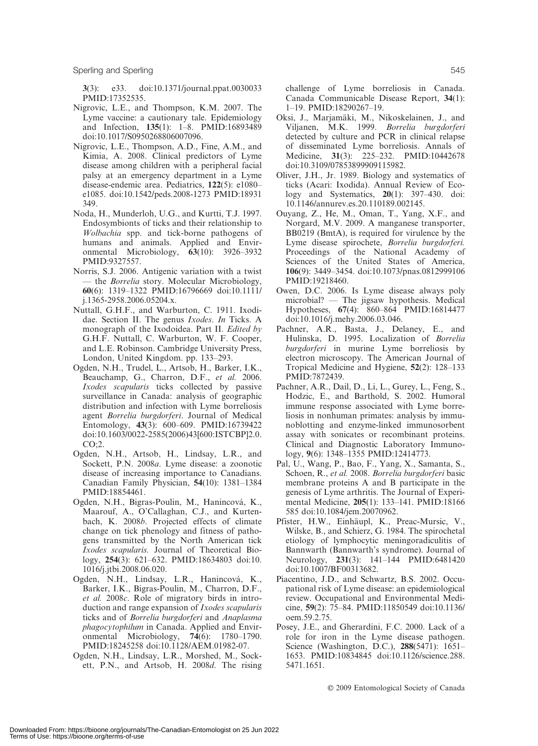3(3): e33. doi:10.1371/journal.ppat.0030033 PMID:17352535.

Nigrovic, L.E., and Thompson, K.M. 2007. The Lyme vaccine: a cautionary tale. Epidemiology and Infection, **135**(1): 1–8. PMID:16893489 doi:10.1017/S0950268806007096.

Nigrovic, L.E., Thompson, A.D., Fine, A.M., and Kimia, A. 2008. Clinical predictors of Lyme disease among children with a peripheral facial palsy at an emergency department in a Lyme disease-endemic area. Pediatrics, **122**(5): e1080–e1085. doi:10.1542/peds.2008-1273 PMID:18931349.

Noda, H., Munderloh, U.G., and Kurtti, T.J. 1997. Endosymbionts of ticks and their relationship to *Wolbachia* spp. and tick-borne pathogens of humans and animals. Applied and Environmental Microbiology, **63**(10): 3926–3932 PMID:9327557.

Norris, S.J. 2006. Antigenic variation with a twist — the *Borrelia* story. Molecular Microbiology, **60**(6): 1319–1322 PMID:16796669 doi:10.1111/j.1365-2958.2006.05204.x.

Nuttall, G.H.F., and Warburton, C. 1911. Ixodidae. Section II. The genus *Ixodes*. *In* Ticks. A monograph of the Ixodoidea. Part II. *Edited by* G.H.F. Nuttall, C. Warburton, W. F. Cooper, and L.E. Robinson. Cambridge University Press, London, United Kingdom. pp. 133–293.

Ogden, N.H., Trudel, L., Artsob, H., Barker, I.K., Beauchamp, G., Charron, D.F., *et al.* 2006. *Ixodes scapularis* ticks collected by passive surveillance in Canada: analysis of geographic distribution and infection with Lyme borreliosis agent *Borrelia burgdorferi*. Journal of Medical Entomology, **43**(3): 600–609. PMID:16739422 doi:10.1603/0022-2585(2006)43[600:ISTCBP]2.0.CO;2.

Ogden, N.H., Artsob, H., Lindsay, L.R., and Sockett, P.N. 2008*a*. Lyme disease: a zoonotic disease of increasing importance to Canadians. Canadian Family Physician, **54**(10): 1381–1384 PMID:18854461.

Ogden, N.H., Bigras-Poulin, M., Hanincová, K., Maarouf, A., O'Callaghan, C.J., and Kurtenbach, K. 2008*b*. Projected effects of climate change on tick phenology and fitness of pathogens transmitted by the North American tick *Ixodes scapularis.* Journal of Theoretical Biology, **254**(3): 621–632. PMID:18634803 doi:10.1016/j.jtbi.2008.06.020.

Ogden, N.H., Lindsay, L.R., Hanincová, K., Barker, I.K., Bigras-Poulin, M., Charron, D.F., *et al.* 2008*c*. Role of migratory birds in introduction and range expansion of *Ixodes scapularis* ticks and of *Borrelia burgdorferi* and *Anaplasma phagocytophilum* in Canada. Applied and Environmental Microbiology, **74**(6): 1780–1790. PMID:18245258 doi:10.1128/AEM.01982-07.

Ogden, N.H., Lindsay, L.R., Morshed, M., Sockett, P.N., and Artsob, H. 2008*d*. The rising challenge of Lyme borreliosis in Canada. Canada Communicable Disease Report, **34**(1): 1–19. PMID:18290267–19.

Oksi, J., Marjamäki, M., Nikoskelainen, J., and Viljanen, M.K. 1999. *Borrelia burgdorferi* detected by culture and PCR in clinical relapse of disseminated Lyme borreliosis. Annals of Medicine, **31**(3): 225–232. PMID:10442678 doi:10.3109/07853899909115982.

Oliver, J.H., Jr. 1989. Biology and systematics of ticks (Acari: Ixodida). Annual Review of Ecology and Systematics, **20**(1): 397–430. doi:10.1146/annurev.es.20.110189.002145.

Ouyang, Z., He, M., Oman, T., Yang, X.F., and Norgard, M.V. 2009. A manganese transporter, BB0219 (BmtA), is required for virulence by the Lyme disease spirochete, *Borrelia burgdorferi.* Proceedings of the National Academy of Sciences of the United States of America, **106**(9): 3449–3454. doi:10.1073/pnas.0812999106 PMID:19218460.

Owen, D.C. 2006. Is Lyme disease always poly microbial? — The jigsaw hypothesis. Medical Hypotheses, **67**(4): 860–864 PMID:16814477 doi:10.1016/j.mehy.2006.03.046.

Pachner, A.R., Basta, J., Delaney, E., and Hulinska, D. 1995. Localization of *Borrelia burgdorferi* in murine Lyme borreliosis by electron microscopy. The American Journal of Tropical Medicine and Hygiene, **52**(2): 128–133 PMID:7872439.

Pachner, A.R., Dail, D., Li, L., Gurey, L., Feng, S., Hodzic, E., and Barthold, S. 2002. Humoral immune response associated with Lyme borreliosis in nonhuman primates: analysis by immunoblotting and enzyme-linked immunosorbent assay with sonicates or recombinant proteins. Clinical and Diagnostic Laboratory Immunology, **9**(6): 1348–1355 PMID:12414773.

Pal, U., Wang, P., Bao, F., Yang, X., Samanta, S., Schoen, R., *et al.* 2008. *Borrelia burgdorferi* basic membrane proteins A and B participate in the genesis of Lyme arthritis. The Journal of Experimental Medicine, **205**(1): 133–141. PMID:18166585 doi:10.1084/jem.20070962.

Pfister, H.W., Einhäupl, K., Preac-Mursic, V., Wilske, B., and Schierz, G. 1984. The spirochetal etiology of lymphocytic meningoradiculitis of Bannwarth (Bannwarth's syndrome). Journal of Neurology, **231**(3): 141–144 PMID:6481420 doi:10.1007/BF00313682.

Piacentino, J.D., and Schwartz, B.S. 2002. Occupational risk of Lyme disease: an epidemiological review. Occupational and Environmental Medicine, **59**(2): 75–84. PMID:11850549 doi:10.1136/oem.59.2.75.

Posey, J.E., and Gherardini, F.C. 2000. Lack of a role for iron in the Lyme disease pathogen. Science (Washington, D.C.), **288**(5471): 1651–1653. PMID:10834845 doi:10.1126/science.288.5471.1651.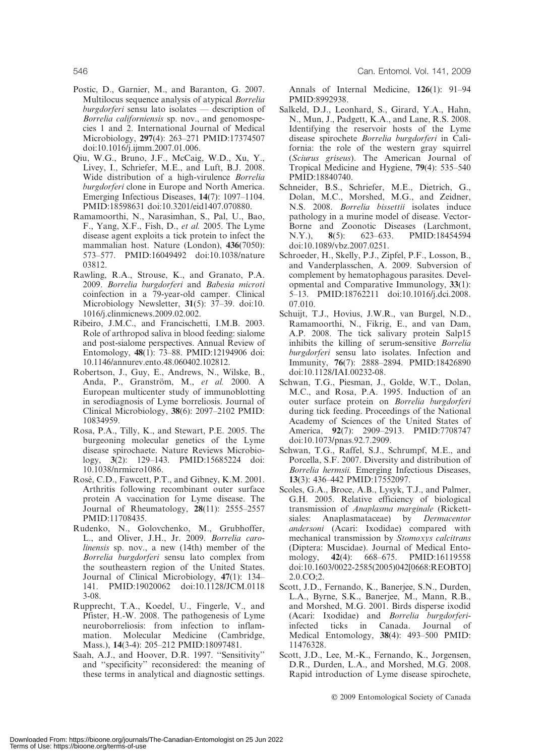Postic, D., Garnier, M., and Baranton, G. 2007. Multilocus sequence analysis of atypical *Borrelia burgdorferi* sensu lato isolates — description of *Borrelia californiensis* sp. nov., and genomospecies 1 and 2. International Journal of Medical Microbiology, **297**(4): 263–271 PMID:17374507 doi:10.1016/j.ijmm.2007.01.006.

Qiu, W.G., Bruno, J.F., McCaig, W.D., Xu, Y., Livey, I., Schriefer, M.E., and Luft, B.J. 2008. Wide distribution of a high-virulence *Borrelia burgdorferi* clone in Europe and North America. Emerging Infectious Diseases, **14**(7): 1097–1104. PMID:18598631 doi:10.3201/eid1407.070880.

Ramamoorthi, N., Narasimhan, S., Pal, U., Bao, F., Yang, X.F., Fish, D., *et al.* 2005. The Lyme disease agent exploits a tick protein to infect the mammalian host. Nature (London), **436**(7050): 573–577. PMID:16049492 doi:10.1038/nature03812.

Rawling, R.A., Strouse, K., and Granato, P.A. 2009. *Borrelia burgdorferi* and *Babesia microti* coinfection in a 79-year-old camper. Clinical Microbiology Newsletter, **31**(5): 37–39. doi:10.1016/j.clinmicnews.2009.02.002.

Ribeiro, J.M.C., and Francischetti, I.M.B. 2003. Role of arthropod saliva in blood feeding: sialome and post-sialome perspectives. Annual Review of Entomology, **48**(1): 73–88. PMID:12194906 doi:10.1146/annurev.ento.48.060402.102812.

Robertson, J., Guy, E., Andrews, N., Wilske, B., Anda, P., Granström, M., *et al.* 2000. A European multicenter study of immunoblotting in serodiagnosis of Lyme borreliosis. Journal of Clinical Microbiology, **38**(6): 2097–2102 PMID:10834959.

Rosa, P.A., Tilly, K., and Stewart, P.E. 2005. The burgeoning molecular genetics of the Lyme disease spirochaete. Nature Reviews Microbiology, **3**(2): 129–143. PMID:15685224 doi:10.1038/nrmicro1086.

Rosé, C.D., Fawcett, P.T., and Gibney, K.M. 2001. Arthritis following recombinant outer surface protein A vaccination for Lyme disease. The Journal of Rheumatology, **28**(11): 2555–2557 PMID:11708435.

Rudenko, N., Golovchenko, M., Grubhoffer, L., and Oliver, J.H., Jr. 2009. *Borrelia carolinensis* sp. nov., a new (14th) member of the *Borrelia burgdorferi* sensu lato complex from the southeastern region of the United States. Journal of Clinical Microbiology, **47**(1): 134–141. PMID:19020062 doi:10.1128/JCM.01183-08.

Rupprecht, T.A., Koedel, U., Fingerle, V., and Pfister, H.-W. 2008. The pathogenesis of Lyme neuroborreliosis: from infection to inflammation. Molecular Medicine (Cambridge, Mass.), **14**(3-4): 205–212 PMID:18097481.

Saah, A.J., and Hoover, D.R. 1997. ''Sensitivity'' and ''specificity'' reconsidered: the meaning of these terms in analytical and diagnostic settings. Annals of Internal Medicine, **126**(1): 91–94 PMID:8992938.

Salkeld, D.J., Leonhard, S., Girard, Y.A., Hahn, N., Mun, J., Padgett, K.A., and Lane, R.S. 2008. Identifying the reservoir hosts of the Lyme disease spirochete *Borrelia burgdorferi* in California: the role of the western gray squirrel (*Sciurus griseus*). The American Journal of Tropical Medicine and Hygiene, **79**(4): 535–540 PMID:18840740.

Schneider, B.S., Schriefer, M.E., Dietrich, G., Dolan, M.C., Morshed, M.G., and Zeidner, N.S. 2008. *Borrelia bissettii* isolates induce pathology in a murine model of disease. Vector-Borne and Zoonotic Diseases (Larchmont, N.Y.), **8**(5): 623–633. PMID:18454594 doi:10.1089/vbz.2007.0251.

Schroeder, H., Skelly, P.J., Zipfel, P.F., Losson, B., and Vanderplasschen, A. 2009. Subversion of complement by hematophagous parasites. Developmental and Comparative Immunology, **33**(1): 5–13. PMID:18762211 doi:10.1016/j.dci.2008.07.010.

Schuijt, T.J., Hovius, J.W.R., van Burgel, N.D., Ramamoorthi, N., Fikrig, E., and van Dam, A.P. 2008. The tick salivary protein Salp15 inhibits the killing of serum-sensitive *Borrelia burgdorferi* sensu lato isolates. Infection and Immunity, **76**(7): 2888–2894. PMID:18426890 doi:10.1128/IAI.00232-08.

Schwan, T.G., Piesman, J., Golde, W.T., Dolan, M.C., and Rosa, P.A. 1995. Induction of an outer surface protein on *Borrelia burgdorferi* during tick feeding. Proceedings of the National Academy of Sciences of the United States of America, **92**(7): 2909–2913. PMID:7708747 doi:10.1073/pnas.92.7.2909.

Schwan, T.G., Raffel, S.J., Schrumpf, M.E., and Porcella, S.F. 2007. Diversity and distribution of *Borrelia hermsii.* Emerging Infectious Diseases, **13**(3): 436–442 PMID:17552097.

Scoles, G.A., Broce, A.B., Lysyk, T.J., and Palmer, G.H. 2005. Relative efficiency of biological transmission of *Anaplasma marginale* (Rickettsiales: Anaplasmataceae) by *Dermacentor andersoni* (Acari: Ixodidae) compared with mechanical transmission by *Stomoxys calcitrans* (Diptera: Muscidae). Journal of Medical Entomology, **42**(4): 668–675. PMID:16119558 doi:10.1603/0022-2585(2005)042[0668:REOBTO]2.0.CO;2.

Scott, J.D., Fernando, K., Banerjee, S.N., Durden, L.A., Byrne, S.K., Banerjee, M., Mann, R.B., and Morshed, M.G. 2001. Birds disperse ixodid (Acari: Ixodidae) and *Borrelia burgdorferi*-infected ticks in Canada. Journal of Medical Entomology, **38**(4): 493–500 PMID:11476328.

Scott, J.D., Lee, M.-K., Fernando, K., Jorgensen, D.R., Durden, L.A., and Morshed, M.G. 2008. Rapid introduction of Lyme disease spirochete,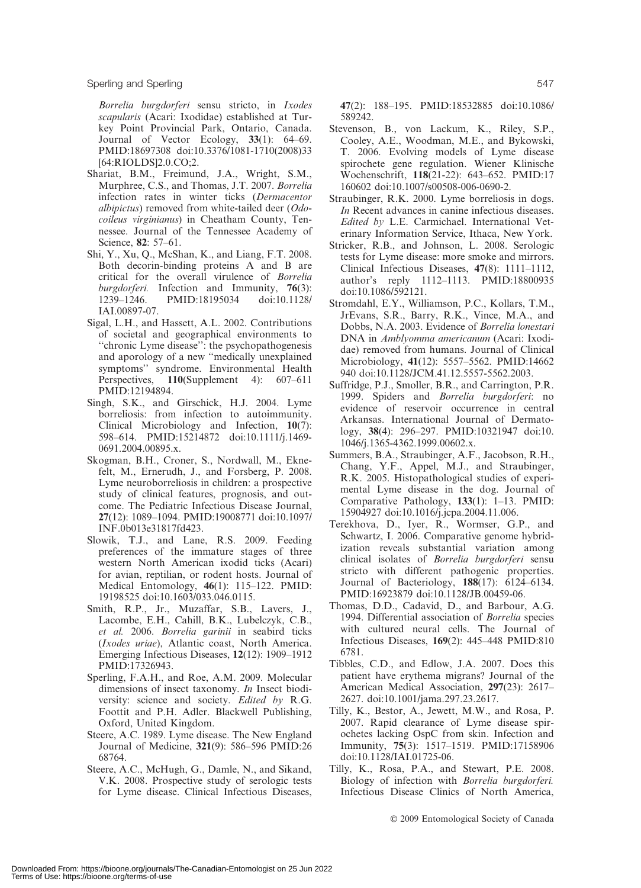*Borrelia burgdorferi* sensu stricto, in *Ixodes scapularis* (Acari: Ixodidae) established at Turkey Point Provincial Park, Ontario, Canada. Journal of Vector Ecology, **33**(1): 64–69. PMID:18697308 doi:10.3376/1081-1710(2008)33[64:RIOLDS]2.0.CO;2.

Shariat, B.M., Freimund, J.A., Wright, S.M., Murphree, C.S., and Thomas, J.T. 2007. *Borrelia* infection rates in winter ticks (*Dermacentor albipictus*) removed from white-tailed deer (*Odocoileus virginianus*) in Cheatham County, Tennessee. Journal of the Tennessee Academy of Science, **82**: 57–61.

Shi, Y., Xu, Q., McShan, K., and Liang, F.T. 2008. Both decorin-binding proteins A and B are critical for the overall virulence of *Borrelia burgdorferi.* Infection and Immunity, **76**(3): 1239–1246. PMID:18195034 doi:10.1128/IAI.00897-07.

Sigal, L.H., and Hassett, A.L. 2002. Contributions of societal and geographical environments to "chronic Lyme disease": the psychopathogenesis and aporology of a new "medically unexplained symptoms" syndrome. Environmental Health Perspectives, **110**(Supplement 4): 607–611 PMID:12194894.

Singh, S.K., and Girschick, H.J. 2004. Lyme borreliosis: from infection to autoimmunity. Clinical Microbiology and Infection, **10**(7): 598–614. PMID:15214872 doi:10.1111/j.1469-0691.2004.00895.x.

Skogman, B.H., Croner, S., Nordwall, M., Eknefelt, M., Ernerudh, J., and Forsberg, P. 2008. Lyme neuroborreliosis in children: a prospective study of clinical features, prognosis, and outcome. The Pediatric Infectious Disease Journal, **27**(12): 1089–1094. PMID:19008771 doi:10.1097/INF.0b013e31817fd423.

Slowik, T.J., and Lane, R.S. 2009. Feeding preferences of the immature stages of three western North American ixodid ticks (Acari) for avian, reptilian, or rodent hosts. Journal of Medical Entomology, **46**(1): 115–122. PMID:19198525 doi:10.1603/033.046.0115.

Smith, R.P., Jr., Muzaffar, S.B., Lavers, J., Lacombe, E.H., Cahill, B.K., Lubelczyk, C.B., *et al.* 2006. *Borrelia garinii* in seabird ticks (*Ixodes uriae*), Atlantic coast, North America. Emerging Infectious Diseases, **12**(12): 1909–1912 PMID:17326943.

Sperling, F.A.H., and Roe, A.M. 2009. Molecular dimensions of insect taxonomy. *In* Insect biodiversity: science and society. *Edited by* R.G. Foottit and P.H. Adler. Blackwell Publishing, Oxford, United Kingdom.

Steere, A.C. 1989. Lyme disease. The New England Journal of Medicine, **321**(9): 586–596 PMID:2668764.

Steere, A.C., McHugh, G., Damle, N., and Sikand, V.K. 2008. Prospective study of serologic tests for Lyme disease. Clinical Infectious Diseases, **47**(2): 188–195. PMID:18532885 doi:10.1086/589242.

Stevenson, B., von Lackum, K., Riley, S.P., Cooley, A.E., Woodman, M.E., and Bykowski, T. 2006. Evolving models of Lyme disease spirochete gene regulation. Wiener Klinische Wochenschrift, **118**(21-22): 643–652. PMID:17160602 doi:10.1007/s00508-006-0690-2.

Straubinger, R.K. 2000. Lyme borreliosis in dogs. *In* Recent advances in canine infectious diseases. *Edited by* L.E. Carmichael. International Veterinary Information Service, Ithaca, New York.

Stricker, R.B., and Johnson, L. 2008. Serologic tests for Lyme disease: more smoke and mirrors. Clinical Infectious Diseases, **47**(8): 1111–1112, author's reply 1112–1113. PMID:18800935 doi:10.1086/592121.

Stromdahl, E.Y., Williamson, P.C., Kollars, T.M., JrEvans, S.R., Barry, R.K., Vince, M.A., and Dobbs, N.A. 2003. Evidence of *Borrelia lonestari* DNA in *Amblyomma americanum* (Acari: Ixodidae) removed from humans. Journal of Clinical Microbiology, **41**(12): 5557–5562. PMID:14662940 doi:10.1128/JCM.41.12.5557-5562.2003.

Suffridge, P.J., Smoller, B.R., and Carrington, P.R. 1999. Spiders and *Borrelia burgdorferi*: no evidence of reservoir occurrence in central Arkansas. International Journal of Dermatology, **38**(4): 296–297. PMID:10321947 doi:10.1046/j.1365-4362.1999.00602.x.

Summers, B.A., Straubinger, A.F., Jacobson, R.H., Chang, Y.F., Appel, M.J., and Straubinger, R.K. 2005. Histopathological studies of experimental Lyme disease in the dog. Journal of Comparative Pathology, **133**(1): 1–13. PMID:15904927 doi:10.1016/j.jcpa.2004.11.006.

Terekhova, D., Iyer, R., Wormser, G.P., and Schwartz, I. 2006. Comparative genome hybridization reveals substantial variation among clinical isolates of *Borrelia burgdorferi* sensu stricto with different pathogenic properties. Journal of Bacteriology, **188**(17): 6124–6134. PMID:16923879 doi:10.1128/JB.00459-06.

Thomas, D.D., Cadavid, D., and Barbour, A.G. 1994. Differential association of *Borrelia* species with cultured neural cells. The Journal of Infectious Diseases, **169**(2): 445–448 PMID:8106781.

Tibbles, C.D., and Edlow, J.A. 2007. Does this patient have erythema migrans? Journal of the American Medical Association, **297**(23): 2617–2627. doi:10.1001/jama.297.23.2617.

Tilly, K., Bestor, A., Jewett, M.W., and Rosa, P. 2007. Rapid clearance of Lyme disease spirochetes lacking OspC from skin. Infection and Immunity, **75**(3): 1517–1519. PMID:17158906 doi:10.1128/IAI.01725-06.

Tilly, K., Rosa, P.A., and Stewart, P.E. 2008. Biology of infection with *Borrelia burgdorferi.* Infectious Disease Clinics of North America,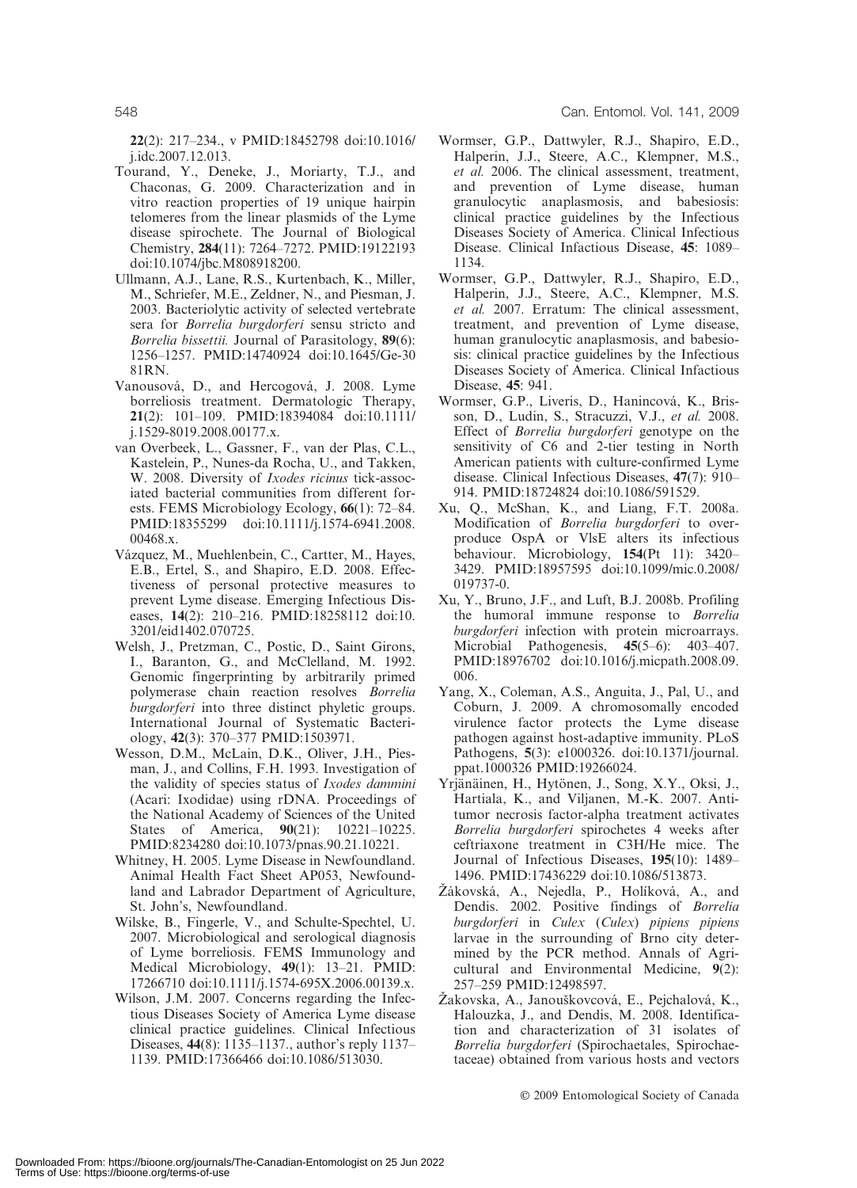22(2): 217–234., v PMID:18452798 doi:10.1016/j.idc.2007.12.013.

Tourand, Y., Deneke, J., Moriarty, T.J., and Chaconas, G. 2009. Characterization and in vitro reaction properties of 19 unique hairpin telomeres from the linear plasmids of the Lyme disease spirochete. The Journal of Biological Chemistry, **284**(11): 7264–7272. PMID:19122193 doi:10.1074/jbc.M808918200.

Ullmann, A.J., Lane, R.S., Kurtenbach, K., Miller, M., Schriefer, M.E., Zeldner, N., and Piesman, J. 2003. Bacteriolytic activity of selected vertebrate sera for *Borrelia burgdorferi* sensu stricto and *Borrelia bissettii.* Journal of Parasitology, **89**(6): 1256–1257. PMID:14740924 doi:10.1645/Ge-3081RN.

Vanousová, D., and Hercogová, J. 2008. Lyme borreliosis treatment. Dermatologic Therapy, **21**(2): 101–109. PMID:18394084 doi:10.1111/j.1529-8019.2008.00177.x.

van Overbeek, L., Gassner, F., van der Plas, C.L., Kastelein, P., Nunes-da Rocha, U., and Takken, W. 2008. Diversity of *Ixodes ricinus* tick-associated bacterial communities from different forests. FEMS Microbiology Ecology, **66**(1): 72–84. PMID:18355299 doi:10.1111/j.1574-6941.2008.00468.x.

Vázquez, M., Muehlenbein, C., Cartter, M., Hayes, E.B., Ertel, S., and Shapiro, E.D. 2008. Effectiveness of personal protective measures to prevent Lyme disease. Emerging Infectious Diseases, **14**(2): 210–216. PMID:18258112 doi:10.3201/eid1402.070725.

Welsh, J., Pretzman, C., Postic, D., Saint Girons, I., Baranton, G., and McClelland, M. 1992. Genomic fingerprinting by arbitrarily primed polymerase chain reaction resolves *Borrelia burgdorferi* into three distinct phyletic groups. International Journal of Systematic Bacteriology, **42**(3): 370–377 PMID:1503971.

Wesson, D.M., McLain, D.K., Oliver, J.H., Piesman, J., and Collins, F.H. 1993. Investigation of the validity of species status of *Ixodes dammini* (Acari: Ixodidae) using rDNA. Proceedings of the National Academy of Sciences of the United States of America, **90**(21): 10221–10225. PMID:8234280 doi:10.1073/pnas.90.21.10221.

Whitney, H. 2005. Lyme Disease in Newfoundland. Animal Health Fact Sheet AP053, Newfoundland and Labrador Department of Agriculture, St. John's, Newfoundland.

Wilske, B., Fingerle, V., and Schulte-Spechtel, U. 2007. Microbiological and serological diagnosis of Lyme borreliosis. FEMS Immunology and Medical Microbiology, **49**(1): 13–21. PMID: 17266710 doi:10.1111/j.1574-695X.2006.00139.x.

Wilson, J.M. 2007. Concerns regarding the Infectious Diseases Society of America Lyme disease clinical practice guidelines. Clinical Infectious Diseases, **44**(8): 1135–1137., author's reply 1137–1139. PMID:17366466 doi:10.1086/513030.

Wormser, G.P., Dattwyler, R.J., Shapiro, E.D., Halperin, J.J., Steere, A.C., Klempner, M.S., *et al.* 2006. The clinical assessment, treatment, and prevention of Lyme disease, human granulocytic anaplasmosis, and babesiosis: clinical practice guidelines by the Infectious Diseases Society of America. Clinical Infectious Disease. Clinical Infactious Disease, **45**: 1089–1134.

Wormser, G.P., Dattwyler, R.J., Shapiro, E.D., Halperin, J.J., Steere, A.C., Klempner, M.S. *et al.* 2007. Erratum: The clinical assessment, treatment, and prevention of Lyme disease, human granulocytic anaplasmosis, and babesiosis: clinical practice guidelines by the Infectious Diseases Society of America. Clinical Infactious Disease, **45**: 941.

Wormser, G.P., Liveris, D., Hanincová, K., Brisson, D., Ludin, S., Stracuzzi, V.J., *et al.* 2008. Effect of *Borrelia burgdorferi* genotype on the sensitivity of C6 and 2-tier testing in North American patients with culture-confirmed Lyme disease. Clinical Infectious Diseases, **47**(7): 910–914. PMID:18724824 doi:10.1086/591529.

Xu, Q., McShan, K., and Liang, F.T. 2008a. Modification of *Borrelia burgdorferi* to overproduce OspA or VlsE alters its infectious behaviour. Microbiology, **154**(Pt 11): 3420–3429. PMID:18957595 doi:10.1099/mic.0.2008/019737-0.

Xu, Y., Bruno, J.F., and Luft, B.J. 2008b. Profiling the humoral immune response to *Borrelia burgdorferi* infection with protein microarrays. Microbial Pathogenesis, **45**(5–6): 403–407. PMID:18976702 doi:10.1016/j.micpath.2008.09.006.

Yang, X., Coleman, A.S., Anguita, J., Pal, U., and Coburn, J. 2009. A chromosomally encoded virulence factor protects the Lyme disease pathogen against host-adaptive immunity. PLoS Pathogens, **5**(3): e1000326. doi:10.1371/journal.ppat.1000326 PMID:19266024.

Yrjänäinen, H., Hytönen, J., Song, X.Y., Oksi, J., Hartiala, K., and Viljanen, M.-K. 2007. Anti-tumor necrosis factor-alpha treatment activates *Borrelia burgdorferi* spirochetes 4 weeks after ceftriaxone treatment in C3H/He mice. The Journal of Infectious Diseases, **195**(10): 1489–1496. PMID:17436229 doi:10.1086/513873.

Žákovská, A., Nejedla, P., Holíková, A., and Dendis. 2002. Positive findings of *Borrelia burgdorferi* in *Culex* (*Culex*) *pipiens pipiens* larvae in the surrounding of Brno city determined by the PCR method. Annals of Agricultural and Environmental Medicine, **9**(2): 257–259 PMID:12498597.

Žakovska, A., Janouškovcová, E., Pejchalová, K., Halouzka, J., and Dendis, M. 2008. Identification and characterization of 31 isolates of *Borrelia burgdorferi* (Spirochaetales, Spirochaetaceae) obtained from various hosts and vectors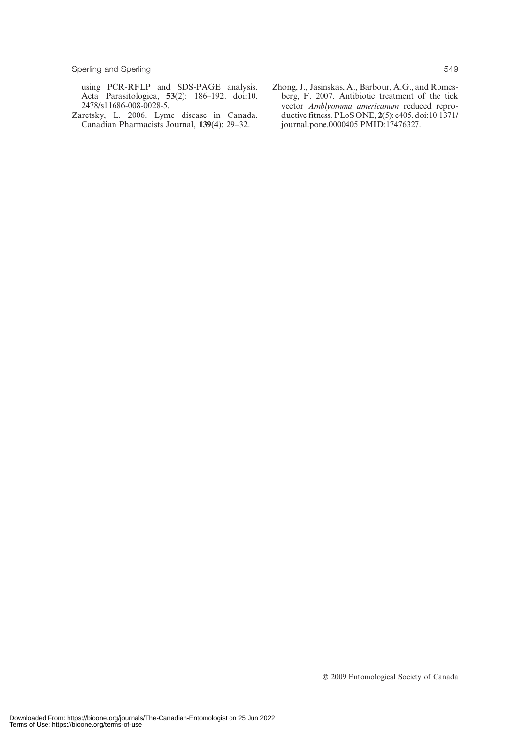using PCR-RFLP and SDS-PAGE analysis. Acta Parasitologica, **53**(2): 186–192. doi:10.2478/s11686-008-0028-5.

Zaretsky, L. 2006. Lyme disease in Canada. Canadian Pharmacists Journal, **139**(4): 29–32.

Zhong, J., Jasinskas, A., Barbour, A.G., and Romesberg, F. 2007. Antibiotic treatment of the tick vector *Amblyomma americanum* reduced reproductive fitness. PLoS ONE, **2**(5): e405. doi:10.1371/journal.pone.0000405 PMID:17476327.

© 2009 Entomological Society of Canada

Downloaded From: https://bioone.org/journals/The-Canadian-Entomologist on 25 Jun 2022
Terms of Use: https://bioone.org/terms-of-use